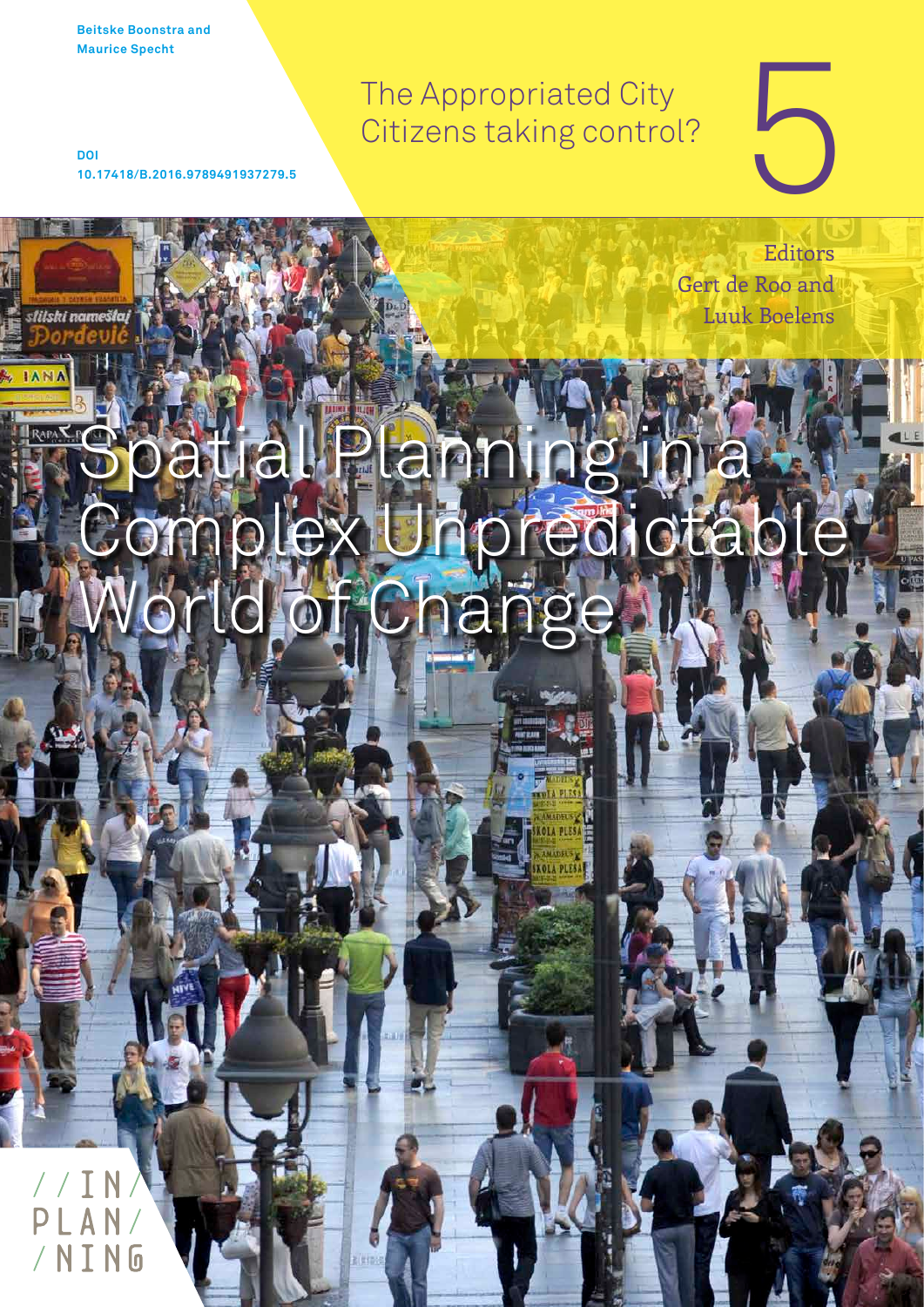Beitske Boonstra and Maurice Specht

DOI 10.17418/B.2016.9789491937279.5

# The Appropriated City Citizens taking control?

5

Editors Gert de Roo and Luuk Boelens

# Spatial Planning in a Complex Unpredictable World of Change

//IN/ PLAN/ /NING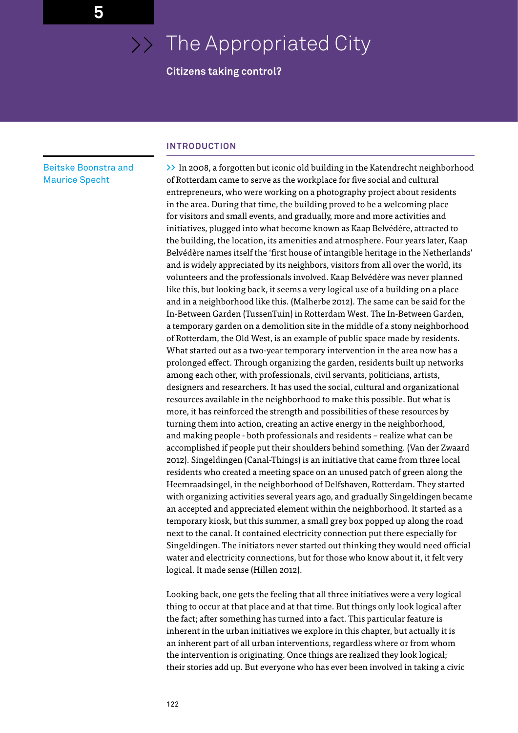# 5 The Appropriated City

**Citizens taking control?**

Beitske Boonstra and Maurice Specht

## INTRODUCTION

>> In 2008, a forgotten but iconic old building in the Katendrecht neighborhood of Rotterdam came to serve as the workplace for five social and cultural entrepreneurs, who were working on a photography project about residents in the area. During that time, the building proved to be a welcoming place for visitors and small events, and gradually, more and more activities and initiatives, plugged into what become known as Kaap Belvédère, attracted to the building, the location, its amenities and atmosphere. Four years later, Kaap Belvédère names itself the 'first house of intangible heritage in the Netherlands' and is widely appreciated by its neighbors, visitors from all over the world, its volunteers and the professionals involved. Kaap Belvédère was never planned like this, but looking back, it seems a very logical use of a building on a place and in a neighborhood like this. (Malherbe 2012). The same can be said for the In-Between Garden (TussenTuin) in Rotterdam West. The In-Between Garden, a temporary garden on a demolition site in the middle of a stony neighborhood of Rotterdam, the Old West, is an example of public space made by residents. What started out as a two-year temporary intervention in the area now has a prolonged effect. Through organizing the garden, residents built up networks among each other, with professionals, civil servants, politicians, artists, designers and researchers. It has used the social, cultural and organizational resources available in the neighborhood to make this possible. But what is more, it has reinforced the strength and possibilities of these resources by turning them into action, creating an active energy in the neighborhood, and making people - both professionals and residents – realize what can be accomplished if people put their shoulders behind something. (Van der Zwaard 2012). Singeldingen (Canal-Things) is an initiative that came from three local residents who created a meeting space on an unused patch of green along the Heemraadsingel, in the neighborhood of Delfshaven, Rotterdam. They started with organizing activities several years ago, and gradually Singeldingen became an accepted and appreciated element within the neighborhood. It started as a temporary kiosk, but this summer, a small grey box popped up along the road next to the canal. It contained electricity connection put there especially for Singeldingen. The initiators never started out thinking they would need official water and electricity connections, but for those who know about it, it felt very logical. It made sense (Hillen 2012).

Looking back, one gets the feeling that all three initiatives were a very logical thing to occur at that place and at that time. But things only look logical after the fact; after something has turned into a fact. This particular feature is inherent in the urban initiatives we explore in this chapter, but actually it is an inherent part of all urban interventions, regardless where or from whom the intervention is originating. Once things are realized they look logical; their stories add up. But everyone who has ever been involved in taking a civic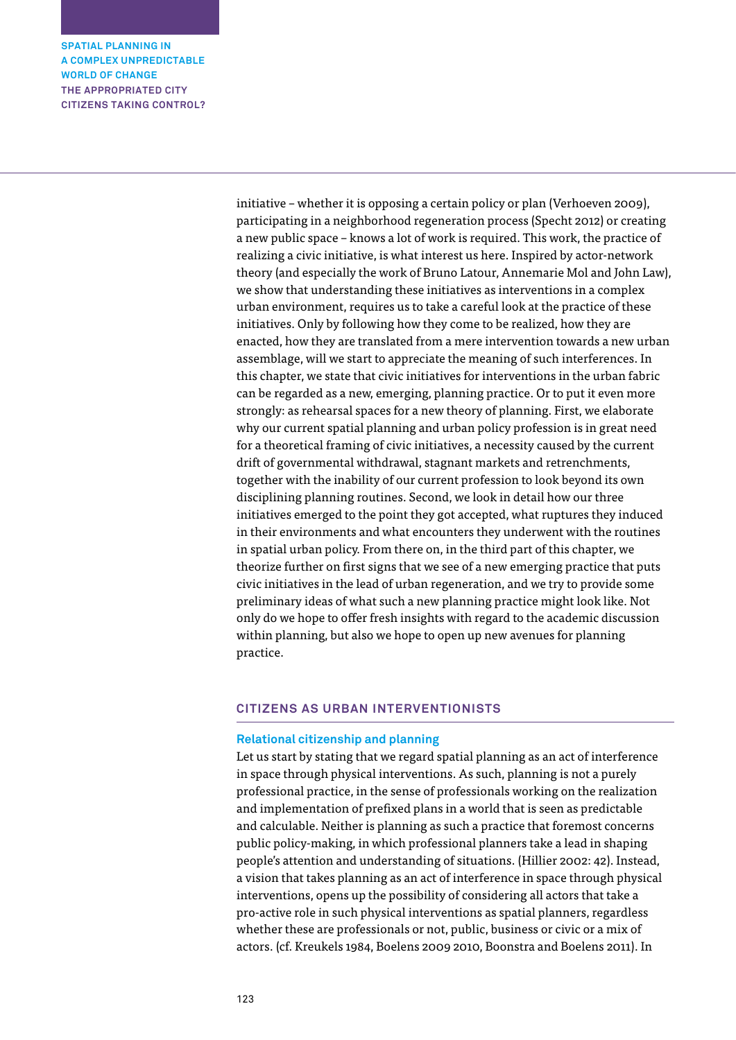initiative – whether it is opposing a certain policy or plan (Verhoeven 2009), participating in a neighborhood regeneration process (Specht 2012) or creating a new public space – knows a lot of work is required. This work, the practice of realizing a civic initiative, is what interest us here. Inspired by actor-network theory (and especially the work of Bruno Latour, Annemarie Mol and John Law), we show that understanding these initiatives as interventions in a complex urban environment, requires us to take a careful look at the practice of these initiatives. Only by following how they come to be realized, how they are enacted, how they are translated from a mere intervention towards a new urban assemblage, will we start to appreciate the meaning of such interferences. In this chapter, we state that civic initiatives for interventions in the urban fabric can be regarded as a new, emerging, planning practice. Or to put it even more strongly: as rehearsal spaces for a new theory of planning. First, we elaborate why our current spatial planning and urban policy profession is in great need for a theoretical framing of civic initiatives, a necessity caused by the current drift of governmental withdrawal, stagnant markets and retrenchments, together with the inability of our current profession to look beyond its own disciplining planning routines. Second, we look in detail how our three initiatives emerged to the point they got accepted, what ruptures they induced in their environments and what encounters they underwent with the routines in spatial urban policy. From there on, in the third part of this chapter, we theorize further on first signs that we see of a new emerging practice that puts civic initiatives in the lead of urban regeneration, and we try to provide some preliminary ideas of what such a new planning practice might look like. Not only do we hope to offer fresh insights with regard to the academic discussion within planning, but also we hope to open up new avenues for planning practice.

## CITIZENS AS URBAN INTERVENTIONISTS

### Relational citizenship and planning

Let us start by stating that we regard spatial planning as an act of interference in space through physical interventions. As such, planning is not a purely professional practice, in the sense of professionals working on the realization and implementation of prefixed plans in a world that is seen as predictable and calculable. Neither is planning as such a practice that foremost concerns public policy-making, in which professional planners take a lead in shaping people's attention and understanding of situations. (Hillier 2002: 42). Instead, a vision that takes planning as an act of interference in space through physical interventions, opens up the possibility of considering all actors that take a pro-active role in such physical interventions as spatial planners, regardless whether these are professionals or not, public, business or civic or a mix of actors. (cf. Kreukels 1984, Boelens 2009 2010, Boonstra and Boelens 2011). In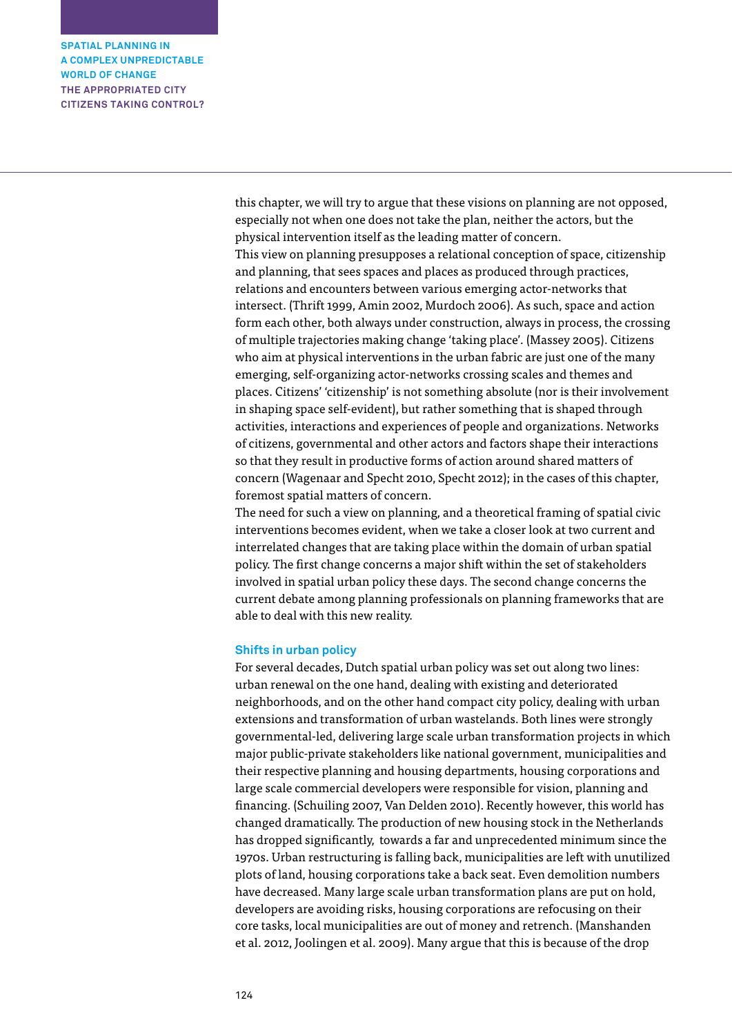this chapter, we will try to argue that these visions on planning are not opposed, especially not when one does not take the plan, neither the actors, but the physical intervention itself as the leading matter of concern.

This view on planning presupposes a relational conception of space, citizenship and planning, that sees spaces and places as produced through practices, relations and encounters between various emerging actor-networks that intersect. (Thrift 1999, Amin 2002, Murdoch 2006). As such, space and action form each other, both always under construction, always in process, the crossing of multiple trajectories making change 'taking place'. (Massey 2005). Citizens who aim at physical interventions in the urban fabric are just one of the many emerging, self-organizing actor-networks crossing scales and themes and places. Citizens' 'citizenship' is not something absolute (nor is their involvement in shaping space self-evident), but rather something that is shaped through activities, interactions and experiences of people and organizations. Networks of citizens, governmental and other actors and factors shape their interactions so that they result in productive forms of action around shared matters of concern (Wagenaar and Specht 2010, Specht 2012); in the cases of this chapter, foremost spatial matters of concern.

The need for such a view on planning, and a theoretical framing of spatial civic interventions becomes evident, when we take a closer look at two current and interrelated changes that are taking place within the domain of urban spatial policy. The first change concerns a major shift within the set of stakeholders involved in spatial urban policy these days. The second change concerns the current debate among planning professionals on planning frameworks that are able to deal with this new reality.

## Shifts in urban policy

For several decades, Dutch spatial urban policy was set out along two lines: urban renewal on the one hand, dealing with existing and deteriorated neighborhoods, and on the other hand compact city policy, dealing with urban extensions and transformation of urban wastelands. Both lines were strongly governmental-led, delivering large scale urban transformation projects in which major public-private stakeholders like national government, municipalities and their respective planning and housing departments, housing corporations and large scale commercial developers were responsible for vision, planning and financing. (Schuiling 2007, Van Delden 2010). Recently however, this world has changed dramatically. The production of new housing stock in the Netherlands has dropped significantly, towards a far and unprecedented minimum since the 1970s. Urban restructuring is falling back, municipalities are left with unutilized plots of land, housing corporations take a back seat. Even demolition numbers have decreased. Many large scale urban transformation plans are put on hold, developers are avoiding risks, housing corporations are refocusing on their core tasks, local municipalities are out of money and retrench. (Manshanden et al. 2012, Joolingen et al. 2009). Many argue that this is because of the drop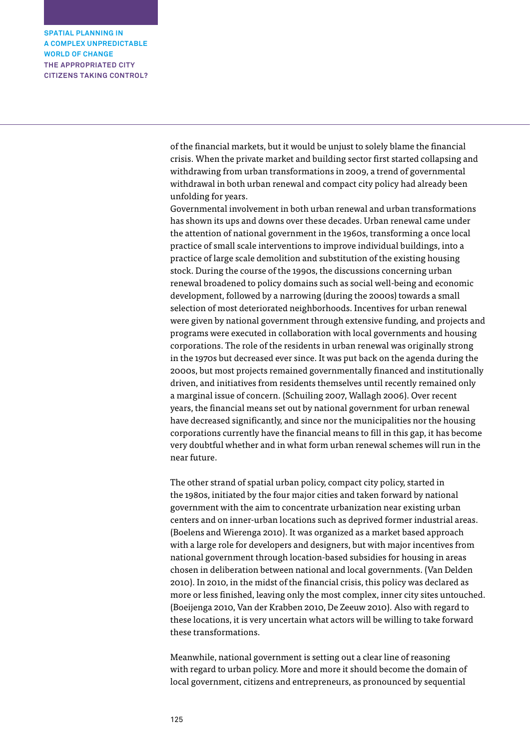of the financial markets, but it would be unjust to solely blame the financial crisis. When the private market and building sector first started collapsing and withdrawing from urban transformations in 2009, a trend of governmental withdrawal in both urban renewal and compact city policy had already been unfolding for years.
Governmental involvement in both urban renewal and urban transformations has shown its ups and downs over these decades. Urban renewal came under the attention of national government in the 1960s, transforming a once local practice of small scale interventions to improve individual buildings, into a practice of large scale demolition and substitution of the existing housing stock. During the course of the 1990s, the discussions concerning urban renewal broadened to policy domains such as social well-being and economic development, followed by a narrowing (during the 2000s) towards a small selection of most deteriorated neighborhoods. Incentives for urban renewal were given by national government through extensive funding, and projects and programs were executed in collaboration with local governments and housing corporations. The role of the residents in urban renewal was originally strong in the 1970s but decreased ever since. It was put back on the agenda during the 2000s, but most projects remained governmentally financed and institutionally driven, and initiatives from residents themselves until recently remained only a marginal issue of concern. (Schuiling 2007, Wallagh 2006). Over recent years, the financial means set out by national government for urban renewal have decreased significantly, and since nor the municipalities nor the housing corporations currently have the financial means to fill in this gap, it has become very doubtful whether and in what form urban renewal schemes will run in the near future.

The other strand of spatial urban policy, compact city policy, started in the 1980s, initiated by the four major cities and taken forward by national government with the aim to concentrate urbanization near existing urban centers and on inner-urban locations such as deprived former industrial areas. (Boelens and Wierenga 2010). It was organized as a market based approach with a large role for developers and designers, but with major incentives from national government through location-based subsidies for housing in areas chosen in deliberation between national and local governments. (Van Delden 2010). In 2010, in the midst of the financial crisis, this policy was declared as more or less finished, leaving only the most complex, inner city sites untouched. (Boeijenga 2010, Van der Krabben 2010, De Zeeuw 2010). Also with regard to these locations, it is very uncertain what actors will be willing to take forward these transformations.

Meanwhile, national government is setting out a clear line of reasoning with regard to urban policy. More and more it should become the domain of local government, citizens and entrepreneurs, as pronounced by sequential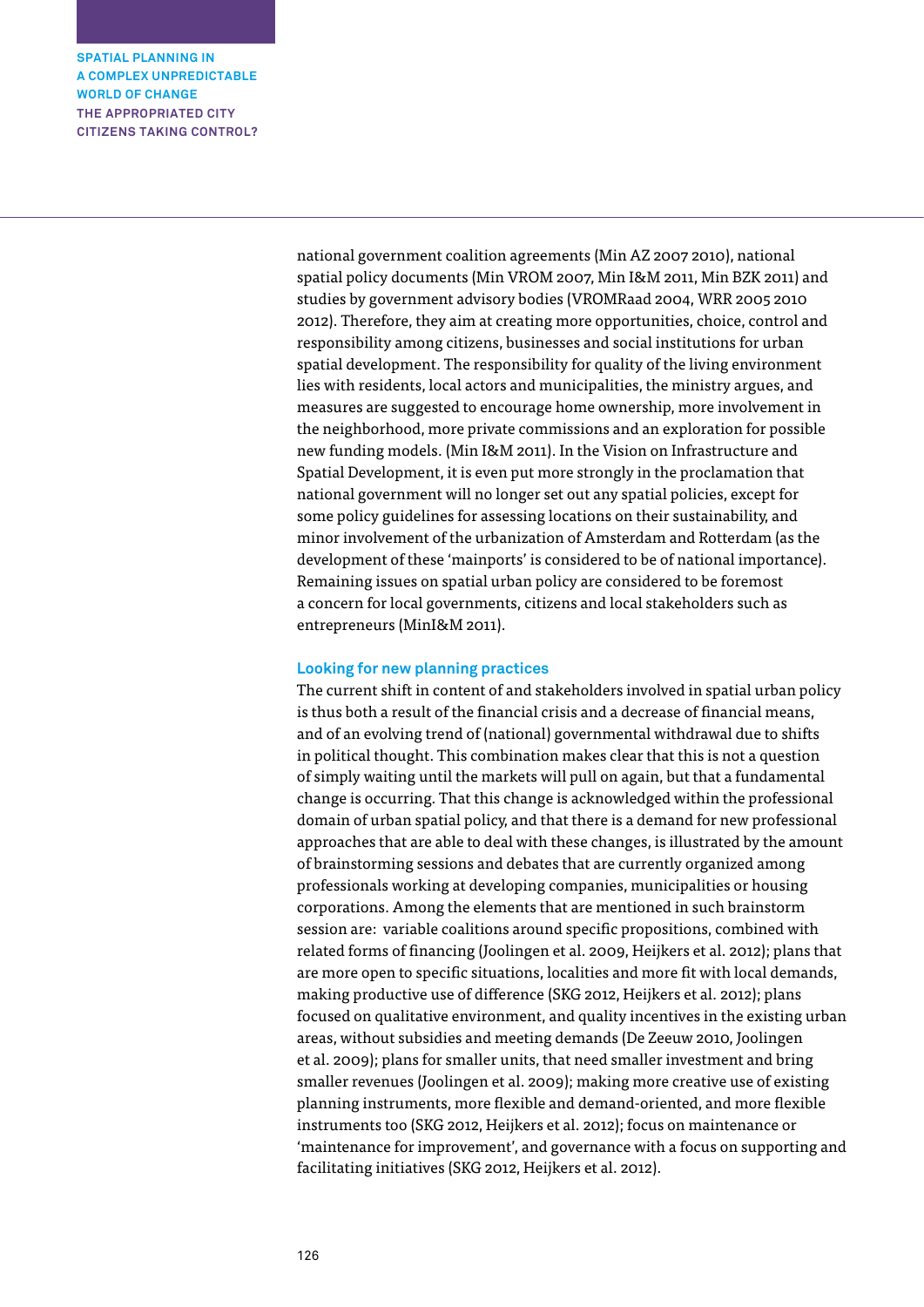national government coalition agreements (Min AZ 2007 2010), national spatial policy documents (Min VROM 2007, Min I&M 2011, Min BZK 2011) and studies by government advisory bodies (VROMRaad 2004, WRR 2005 2010 2012). Therefore, they aim at creating more opportunities, choice, control and responsibility among citizens, businesses and social institutions for urban spatial development. The responsibility for quality of the living environment lies with residents, local actors and municipalities, the ministry argues, and measures are suggested to encourage home ownership, more involvement in the neighborhood, more private commissions and an exploration for possible new funding models. (Min I&M 2011). In the Vision on Infrastructure and Spatial Development, it is even put more strongly in the proclamation that national government will no longer set out any spatial policies, except for some policy guidelines for assessing locations on their sustainability, and minor involvement of the urbanization of Amsterdam and Rotterdam (as the development of these 'mainports' is considered to be of national importance). Remaining issues on spatial urban policy are considered to be foremost a concern for local governments, citizens and local stakeholders such as entrepreneurs (MinI&M 2011).

### Looking for new planning practices

The current shift in content of and stakeholders involved in spatial urban policy is thus both a result of the financial crisis and a decrease of financial means, and of an evolving trend of (national) governmental withdrawal due to shifts in political thought. This combination makes clear that this is not a question of simply waiting until the markets will pull on again, but that a fundamental change is occurring. That this change is acknowledged within the professional domain of urban spatial policy, and that there is a demand for new professional approaches that are able to deal with these changes, is illustrated by the amount of brainstorming sessions and debates that are currently organized among professionals working at developing companies, municipalities or housing corporations. Among the elements that are mentioned in such brainstorm session are:  variable coalitions around specific propositions, combined with related forms of financing (Joolingen et al. 2009, Heijkers et al. 2012); plans that are more open to specific situations, localities and more fit with local demands, making productive use of difference (SKG 2012, Heijkers et al. 2012); plans focused on qualitative environment, and quality incentives in the existing urban areas, without subsidies and meeting demands (De Zeeuw 2010, Joolingen et al. 2009); plans for smaller units, that need smaller investment and bring smaller revenues (Joolingen et al. 2009); making more creative use of existing planning instruments, more flexible and demand-oriented, and more flexible instruments too (SKG 2012, Heijkers et al. 2012); focus on maintenance or 'maintenance for improvement', and governance with a focus on supporting and facilitating initiatives (SKG 2012, Heijkers et al. 2012).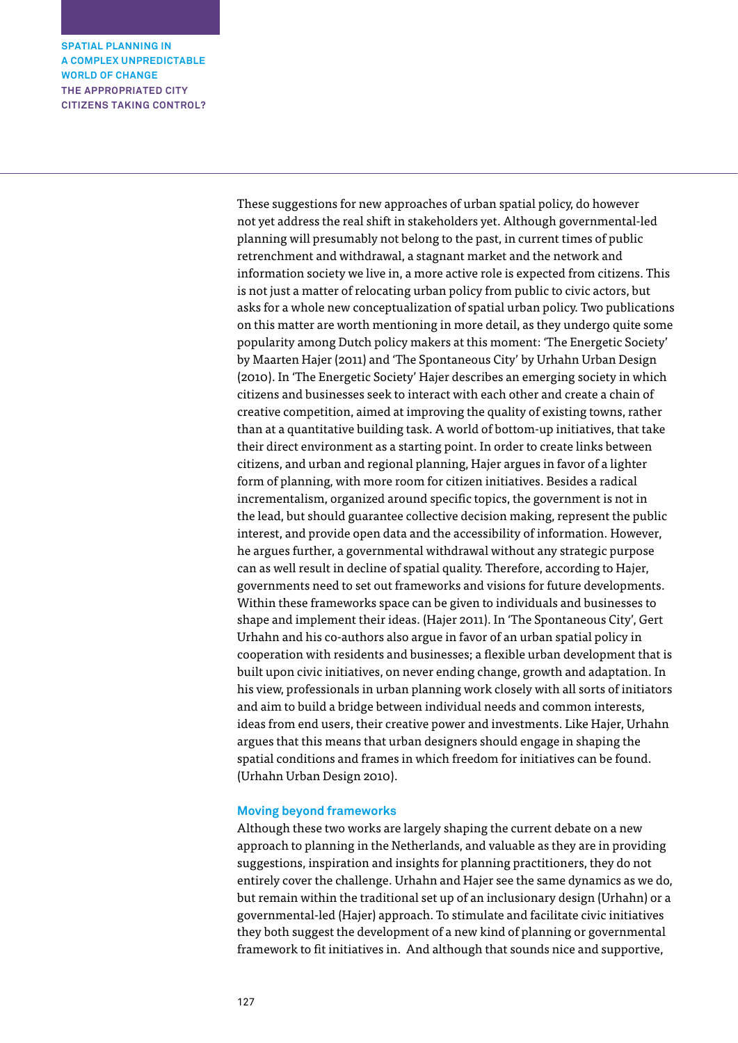These suggestions for new approaches of urban spatial policy, do however not yet address the real shift in stakeholders yet. Although governmental-led planning will presumably not belong to the past, in current times of public retrenchment and withdrawal, a stagnant market and the network and information society we live in, a more active role is expected from citizens. This is not just a matter of relocating urban policy from public to civic actors, but asks for a whole new conceptualization of spatial urban policy. Two publications on this matter are worth mentioning in more detail, as they undergo quite some popularity among Dutch policy makers at this moment: 'The Energetic Society' by Maarten Hajer (2011) and 'The Spontaneous City' by Urhahn Urban Design (2010). In 'The Energetic Society' Hajer describes an emerging society in which citizens and businesses seek to interact with each other and create a chain of creative competition, aimed at improving the quality of existing towns, rather than at a quantitative building task. A world of bottom-up initiatives, that take their direct environment as a starting point. In order to create links between citizens, and urban and regional planning, Hajer argues in favor of a lighter form of planning, with more room for citizen initiatives. Besides a radical incrementalism, organized around specific topics, the government is not in the lead, but should guarantee collective decision making, represent the public interest, and provide open data and the accessibility of information. However, he argues further, a governmental withdrawal without any strategic purpose can as well result in decline of spatial quality. Therefore, according to Hajer, governments need to set out frameworks and visions for future developments. Within these frameworks space can be given to individuals and businesses to shape and implement their ideas. (Hajer 2011). In 'The Spontaneous City', Gert Urhahn and his co-authors also argue in favor of an urban spatial policy in cooperation with residents and businesses; a flexible urban development that is built upon civic initiatives, on never ending change, growth and adaptation. In his view, professionals in urban planning work closely with all sorts of initiators and aim to build a bridge between individual needs and common interests, ideas from end users, their creative power and investments. Like Hajer, Urhahn argues that this means that urban designers should engage in shaping the spatial conditions and frames in which freedom for initiatives can be found. (Urhahn Urban Design 2010).

### Moving beyond frameworks

Although these two works are largely shaping the current debate on a new approach to planning in the Netherlands, and valuable as they are in providing suggestions, inspiration and insights for planning practitioners, they do not entirely cover the challenge. Urhahn and Hajer see the same dynamics as we do, but remain within the traditional set up of an inclusionary design (Urhahn) or a governmental-led (Hajer) approach. To stimulate and facilitate civic initiatives they both suggest the development of a new kind of planning or governmental framework to fit initiatives in. And although that sounds nice and supportive,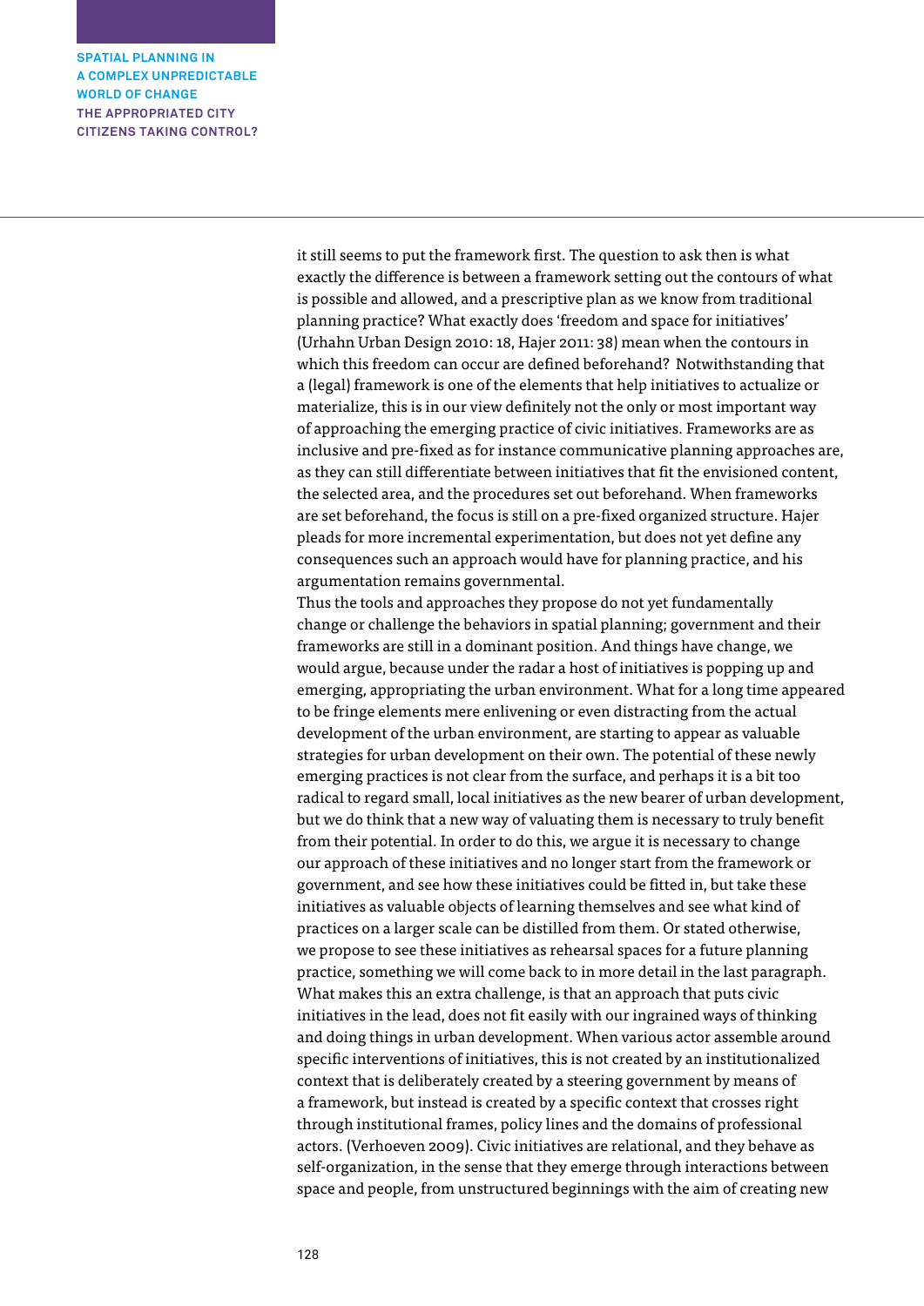it still seems to put the framework first. The question to ask then is what exactly the difference is between a framework setting out the contours of what is possible and allowed, and a prescriptive plan as we know from traditional planning practice? What exactly does 'freedom and space for initiatives' (Urhahn Urban Design 2010: 18, Hajer 2011: 38) mean when the contours in which this freedom can occur are defined beforehand? Notwithstanding that a (legal) framework is one of the elements that help initiatives to actualize or materialize, this is in our view definitely not the only or most important way of approaching the emerging practice of civic initiatives. Frameworks are as inclusive and pre-fixed as for instance communicative planning approaches are, as they can still differentiate between initiatives that fit the envisioned content, the selected area, and the procedures set out beforehand. When frameworks are set beforehand, the focus is still on a pre-fixed organized structure. Hajer pleads for more incremental experimentation, but does not yet define any consequences such an approach would have for planning practice, and his argumentation remains governmental.

Thus the tools and approaches they propose do not yet fundamentally change or challenge the behaviors in spatial planning; government and their frameworks are still in a dominant position. And things have change, we would argue, because under the radar a host of initiatives is popping up and emerging, appropriating the urban environment. What for a long time appeared to be fringe elements mere enlivening or even distracting from the actual development of the urban environment, are starting to appear as valuable strategies for urban development on their own. The potential of these newly emerging practices is not clear from the surface, and perhaps it is a bit too radical to regard small, local initiatives as the new bearer of urban development, but we do think that a new way of valuating them is necessary to truly benefit from their potential. In order to do this, we argue it is necessary to change our approach of these initiatives and no longer start from the framework or government, and see how these initiatives could be fitted in, but take these initiatives as valuable objects of learning themselves and see what kind of practices on a larger scale can be distilled from them. Or stated otherwise, we propose to see these initiatives as rehearsal spaces for a future planning practice, something we will come back to in more detail in the last paragraph. What makes this an extra challenge, is that an approach that puts civic initiatives in the lead, does not fit easily with our ingrained ways of thinking and doing things in urban development. When various actor assemble around specific interventions of initiatives, this is not created by an institutionalized context that is deliberately created by a steering government by means of a framework, but instead is created by a specific context that crosses right through institutional frames, policy lines and the domains of professional actors. (Verhoeven 2009). Civic initiatives are relational, and they behave as self-organization, in the sense that they emerge through interactions between space and people, from unstructured beginnings with the aim of creating new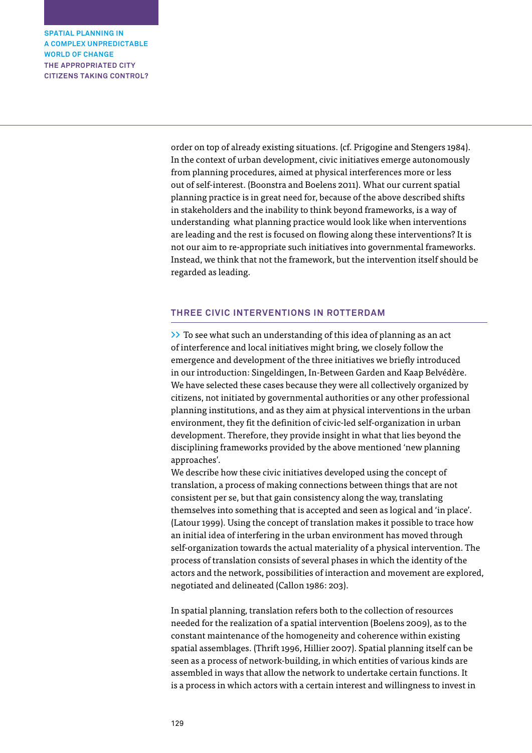order on top of already existing situations. (cf. Prigogine and Stengers 1984). In the context of urban development, civic initiatives emerge autonomously from planning procedures, aimed at physical interferences more or less out of self-interest. (Boonstra and Boelens 2011). What our current spatial planning practice is in great need for, because of the above described shifts in stakeholders and the inability to think beyond frameworks, is a way of understanding what planning practice would look like when interventions are leading and the rest is focused on flowing along these interventions? It is not our aim to re-appropriate such initiatives into governmental frameworks. Instead, we think that not the framework, but the intervention itself should be regarded as leading.

## THREE CIVIC INTERVENTIONS IN ROTTERDAM

>> To see what such an understanding of this idea of planning as an act of interference and local initiatives might bring, we closely follow the emergence and development of the three initiatives we briefly introduced in our introduction: Singeldingen, In-Between Garden and Kaap Belvédère. We have selected these cases because they were all collectively organized by citizens, not initiated by governmental authorities or any other professional planning institutions, and as they aim at physical interventions in the urban environment, they fit the definition of civic-led self-organization in urban development. Therefore, they provide insight in what that lies beyond the disciplining frameworks provided by the above mentioned 'new planning approaches'.

We describe how these civic initiatives developed using the concept of translation, a process of making connections between things that are not consistent per se, but that gain consistency along the way, translating themselves into something that is accepted and seen as logical and 'in place'. (Latour 1999). Using the concept of translation makes it possible to trace how an initial idea of interfering in the urban environment has moved through self-organization towards the actual materiality of a physical intervention. The process of translation consists of several phases in which the identity of the actors and the network, possibilities of interaction and movement are explored, negotiated and delineated (Callon 1986: 203).

In spatial planning, translation refers both to the collection of resources needed for the realization of a spatial intervention (Boelens 2009), as to the constant maintenance of the homogeneity and coherence within existing spatial assemblages. (Thrift 1996, Hillier 2007). Spatial planning itself can be seen as a process of network-building, in which entities of various kinds are assembled in ways that allow the network to undertake certain functions. It is a process in which actors with a certain interest and willingness to invest in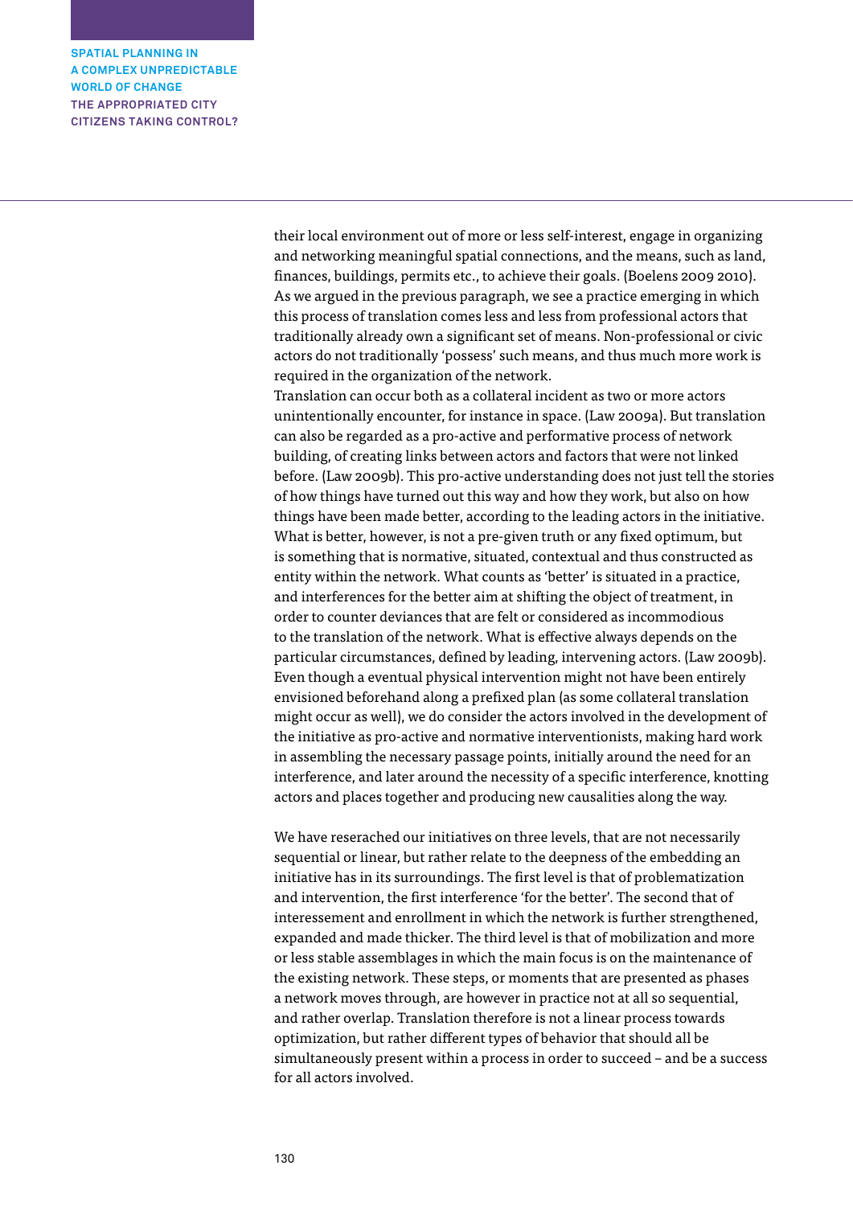their local environment out of more or less self-interest, engage in organizing and networking meaningful spatial connections, and the means, such as land, finances, buildings, permits etc., to achieve their goals. (Boelens 2009 2010). As we argued in the previous paragraph, we see a practice emerging in which this process of translation comes less and less from professional actors that traditionally already own a significant set of means. Non-professional or civic actors do not traditionally 'possess' such means, and thus much more work is required in the organization of the network.
Translation can occur both as a collateral incident as two or more actors unintentionally encounter, for instance in space. (Law 2009a). But translation can also be regarded as a pro-active and performative process of network building, of creating links between actors and factors that were not linked before. (Law 2009b). This pro-active understanding does not just tell the stories of how things have turned out this way and how they work, but also on how things have been made better, according to the leading actors in the initiative. What is better, however, is not a pre-given truth or any fixed optimum, but is something that is normative, situated, contextual and thus constructed as entity within the network. What counts as 'better' is situated in a practice, and interferences for the better aim at shifting the object of treatment, in order to counter deviances that are felt or considered as incommodious to the translation of the network. What is effective always depends on the particular circumstances, defined by leading, intervening actors. (Law 2009b). Even though a eventual physical intervention might not have been entirely envisioned beforehand along a prefixed plan (as some collateral translation might occur as well), we do consider the actors involved in the development of the initiative as pro-active and normative interventionists, making hard work in assembling the necessary passage points, initially around the need for an interference, and later around the necessity of a specific interference, knotting actors and places together and producing new causalities along the way.

We have reserached our initiatives on three levels, that are not necessarily sequential or linear, but rather relate to the deepness of the embedding an initiative has in its surroundings. The first level is that of problematization and intervention, the first interference 'for the better'. The second that of interessement and enrollment in which the network is further strengthened, expanded and made thicker. The third level is that of mobilization and more or less stable assemblages in which the main focus is on the maintenance of the existing network. These steps, or moments that are presented as phases a network moves through, are however in practice not at all so sequential, and rather overlap. Translation therefore is not a linear process towards optimization, but rather different types of behavior that should all be simultaneously present within a process in order to succeed – and be a success for all actors involved.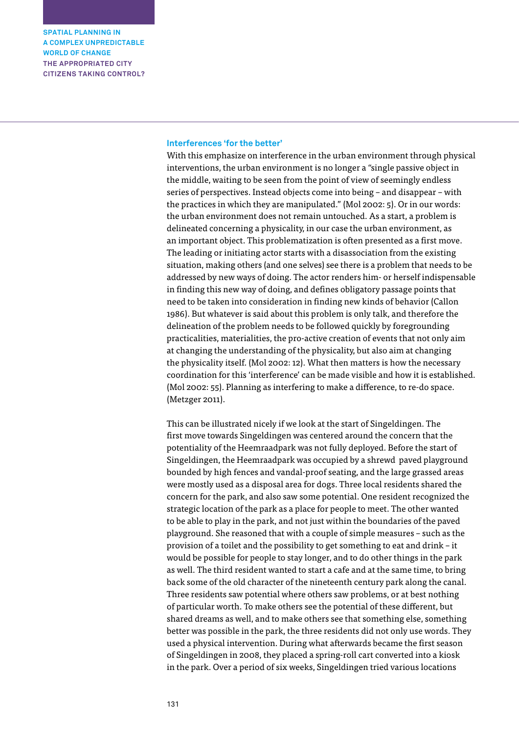### Interferences 'for the better'

With this emphasize on interference in the urban environment through physical interventions, the urban environment is no longer a "single passive object in the middle, waiting to be seen from the point of view of seemingly endless series of perspectives. Instead objects come into being – and disappear – with the practices in which they are manipulated." (Mol 2002: 5). Or in our words: the urban environment does not remain untouched. As a start, a problem is delineated concerning a physicality, in our case the urban environment, as an important object. This problematization is often presented as a first move. The leading or initiating actor starts with a disassociation from the existing situation, making others (and one selves) see there is a problem that needs to be addressed by new ways of doing. The actor renders him- or herself indispensable in finding this new way of doing, and defines obligatory passage points that need to be taken into consideration in finding new kinds of behavior (Callon 1986). But whatever is said about this problem is only talk, and therefore the delineation of the problem needs to be followed quickly by foregrounding practicalities, materialities, the pro-active creation of events that not only aim at changing the understanding of the physicality, but also aim at changing the physicality itself. (Mol 2002: 12). What then matters is how the necessary coordination for this 'interference' can be made visible and how it is established. (Mol 2002: 55). Planning as interfering to make a difference, to re-do space. (Metzger 2011).

This can be illustrated nicely if we look at the start of Singeldingen. The first move towards Singeldingen was centered around the concern that the potentiality of the Heemraadpark was not fully deployed. Before the start of Singeldingen, the Heemraadpark was occupied by a shrewd paved playground bounded by high fences and vandal-proof seating, and the large grassed areas were mostly used as a disposal area for dogs. Three local residents shared the concern for the park, and also saw some potential. One resident recognized the strategic location of the park as a place for people to meet. The other wanted to be able to play in the park, and not just within the boundaries of the paved playground. She reasoned that with a couple of simple measures – such as the provision of a toilet and the possibility to get something to eat and drink – it would be possible for people to stay longer, and to do other things in the park as well. The third resident wanted to start a cafe and at the same time, to bring back some of the old character of the nineteenth century park along the canal. Three residents saw potential where others saw problems, or at best nothing of particular worth. To make others see the potential of these different, but shared dreams as well, and to make others see that something else, something better was possible in the park, the three residents did not only use words. They used a physical intervention. During what afterwards became the first season of Singeldingen in 2008, they placed a spring-roll cart converted into a kiosk in the park. Over a period of six weeks, Singeldingen tried various locations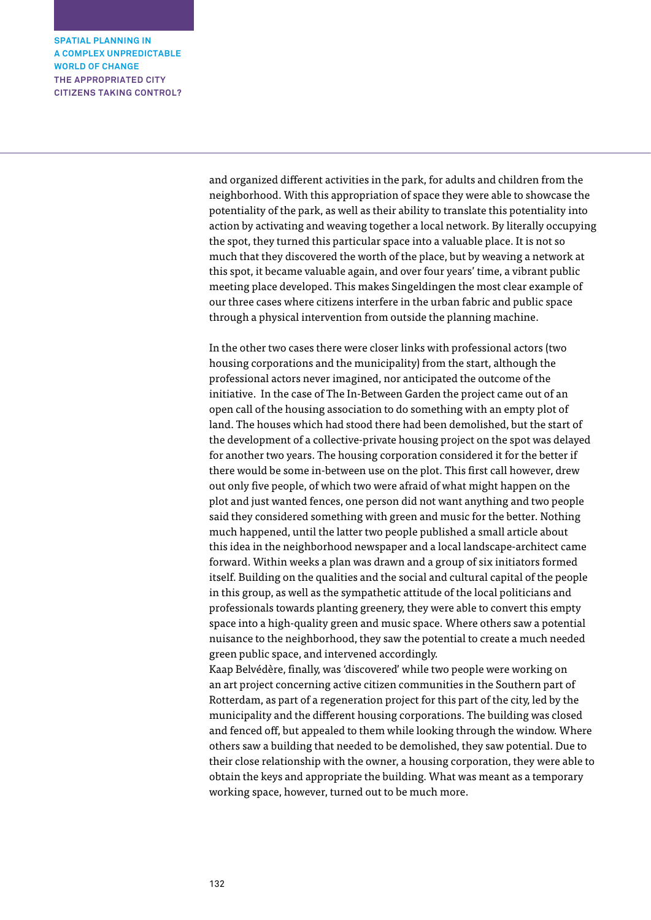and organized different activities in the park, for adults and children from the neighborhood. With this appropriation of space they were able to showcase the potentiality of the park, as well as their ability to translate this potentiality into action by activating and weaving together a local network. By literally occupying the spot, they turned this particular space into a valuable place. It is not so much that they discovered the worth of the place, but by weaving a network at this spot, it became valuable again, and over four years' time, a vibrant public meeting place developed. This makes Singeldingen the most clear example of our three cases where citizens interfere in the urban fabric and public space through a physical intervention from outside the planning machine.

In the other two cases there were closer links with professional actors (two housing corporations and the municipality) from the start, although the professional actors never imagined, nor anticipated the outcome of the initiative. In the case of The In-Between Garden the project came out of an open call of the housing association to do something with an empty plot of land. The houses which had stood there had been demolished, but the start of the development of a collective-private housing project on the spot was delayed for another two years. The housing corporation considered it for the better if there would be some in-between use on the plot. This first call however, drew out only five people, of which two were afraid of what might happen on the plot and just wanted fences, one person did not want anything and two people said they considered something with green and music for the better. Nothing much happened, until the latter two people published a small article about this idea in the neighborhood newspaper and a local landscape-architect came forward. Within weeks a plan was drawn and a group of six initiators formed itself. Building on the qualities and the social and cultural capital of the people in this group, as well as the sympathetic attitude of the local politicians and professionals towards planting greenery, they were able to convert this empty space into a high-quality green and music space. Where others saw a potential nuisance to the neighborhood, they saw the potential to create a much needed green public space, and intervened accordingly.

Kaap Belvédère, finally, was 'discovered' while two people were working on an art project concerning active citizen communities in the Southern part of Rotterdam, as part of a regeneration project for this part of the city, led by the municipality and the different housing corporations. The building was closed and fenced off, but appealed to them while looking through the window. Where others saw a building that needed to be demolished, they saw potential. Due to their close relationship with the owner, a housing corporation, they were able to obtain the keys and appropriate the building. What was meant as a temporary working space, however, turned out to be much more.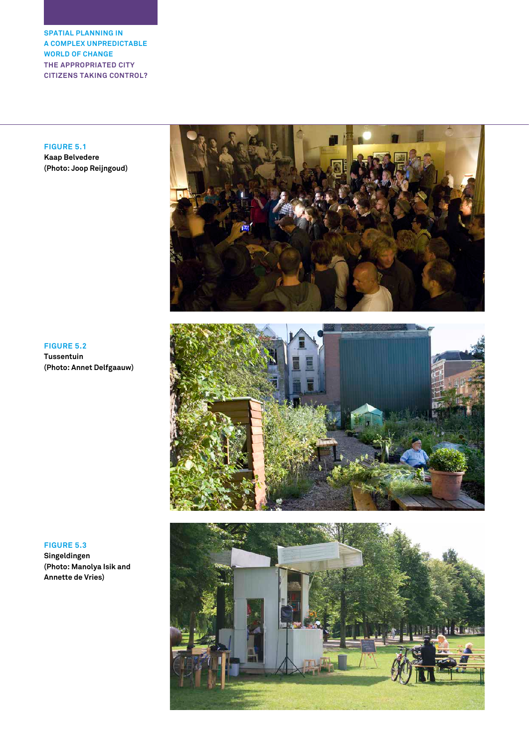FIGURE 5.1
Kaap Belvedere
(Photo: Joop Reijngoud)

FIGURE 5.2
Tussentuin
(Photo: Annet Delfgaauw)

FIGURE 5.3
Singeldingen
(Photo: Manolya Isik and Annette de Vries)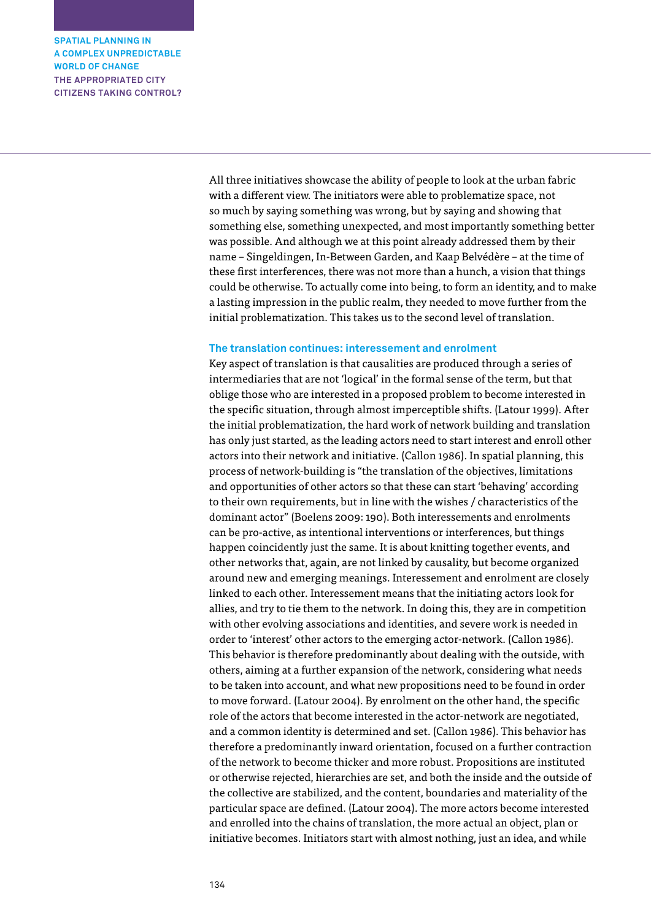All three initiatives showcase the ability of people to look at the urban fabric with a different view. The initiators were able to problematize space, not so much by saying something was wrong, but by saying and showing that something else, something unexpected, and most importantly something better was possible. And although we at this point already addressed them by their name – Singeldingen, In-Between Garden, and Kaap Belvédère – at the time of these first interferences, there was not more than a hunch, a vision that things could be otherwise. To actually come into being, to form an identity, and to make a lasting impression in the public realm, they needed to move further from the initial problematization. This takes us to the second level of translation.

### The translation continues: interessement and enrolment

Key aspect of translation is that causalities are produced through a series of intermediaries that are not 'logical' in the formal sense of the term, but that oblige those who are interested in a proposed problem to become interested in the specific situation, through almost imperceptible shifts. (Latour 1999). After the initial problematization, the hard work of network building and translation has only just started, as the leading actors need to start interest and enroll other actors into their network and initiative. (Callon 1986). In spatial planning, this process of network-building is "the translation of the objectives, limitations and opportunities of other actors so that these can start 'behaving' according to their own requirements, but in line with the wishes / characteristics of the dominant actor" (Boelens 2009: 190). Both interessements and enrolments can be pro-active, as intentional interventions or interferences, but things happen coincidently just the same. It is about knitting together events, and other networks that, again, are not linked by causality, but become organized around new and emerging meanings. Interessement and enrolment are closely linked to each other. Interessement means that the initiating actors look for allies, and try to tie them to the network. In doing this, they are in competition with other evolving associations and identities, and severe work is needed in order to 'interest' other actors to the emerging actor-network. (Callon 1986). This behavior is therefore predominantly about dealing with the outside, with others, aiming at a further expansion of the network, considering what needs to be taken into account, and what new propositions need to be found in order to move forward. (Latour 2004). By enrolment on the other hand, the specific role of the actors that become interested in the actor-network are negotiated, and a common identity is determined and set. (Callon 1986). This behavior has therefore a predominantly inward orientation, focused on a further contraction of the network to become thicker and more robust. Propositions are instituted or otherwise rejected, hierarchies are set, and both the inside and the outside of the collective are stabilized, and the content, boundaries and materiality of the particular space are defined. (Latour 2004). The more actors become interested and enrolled into the chains of translation, the more actual an object, plan or initiative becomes. Initiators start with almost nothing, just an idea, and while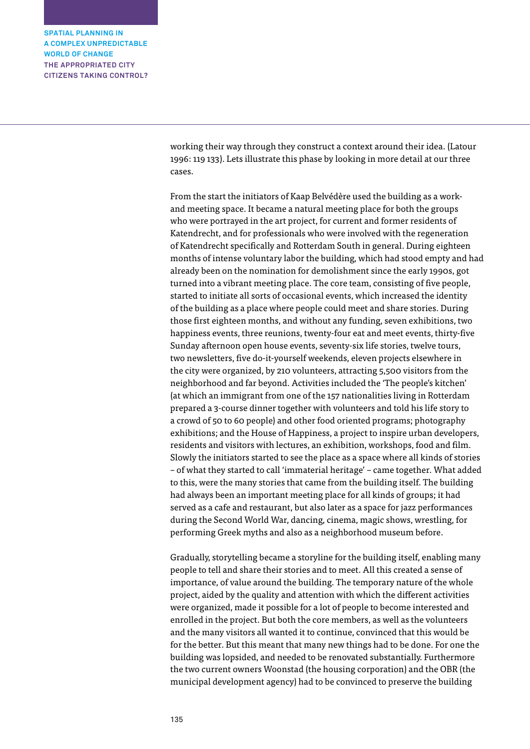working their way through they construct a context around their idea. (Latour 1996: 119 133). Lets illustrate this phase by looking in more detail at our three cases.

From the start the initiators of Kaap Belvédère used the building as a work- and meeting space. It became a natural meeting place for both the groups who were portrayed in the art project, for current and former residents of Katendrecht, and for professionals who were involved with the regeneration of Katendrecht specifically and Rotterdam South in general. During eighteen months of intense voluntary labor the building, which had stood empty and had already been on the nomination for demolishment since the early 1990s, got turned into a vibrant meeting place. The core team, consisting of five people, started to initiate all sorts of occasional events, which increased the identity of the building as a place where people could meet and share stories. During those first eighteen months, and without any funding, seven exhibitions, two happiness events, three reunions, twenty-four eat and meet events, thirty-five Sunday afternoon open house events, seventy-six life stories, twelve tours, two newsletters, five do-it-yourself weekends, eleven projects elsewhere in the city were organized, by 210 volunteers, attracting 5,500 visitors from the neighborhood and far beyond. Activities included the 'The people's kitchen' (at which an immigrant from one of the 157 nationalities living in Rotterdam prepared a 3-course dinner together with volunteers and told his life story to a crowd of 50 to 60 people) and other food oriented programs; photography exhibitions; and the House of Happiness, a project to inspire urban developers, residents and visitors with lectures, an exhibition, workshops, food and film. Slowly the initiators started to see the place as a space where all kinds of stories – of what they started to call 'immaterial heritage' – came together. What added to this, were the many stories that came from the building itself. The building had always been an important meeting place for all kinds of groups; it had served as a cafe and restaurant, but also later as a space for jazz performances during the Second World War, dancing, cinema, magic shows, wrestling, for performing Greek myths and also as a neighborhood museum before.

Gradually, storytelling became a storyline for the building itself, enabling many people to tell and share their stories and to meet. All this created a sense of importance, of value around the building. The temporary nature of the whole project, aided by the quality and attention with which the different activities were organized, made it possible for a lot of people to become interested and enrolled in the project. But both the core members, as well as the volunteers and the many visitors all wanted it to continue, convinced that this would be for the better. But this meant that many new things had to be done. For one the building was lopsided, and needed to be renovated substantially. Furthermore the two current owners Woonstad (the housing corporation) and the OBR (the municipal development agency) had to be convinced to preserve the building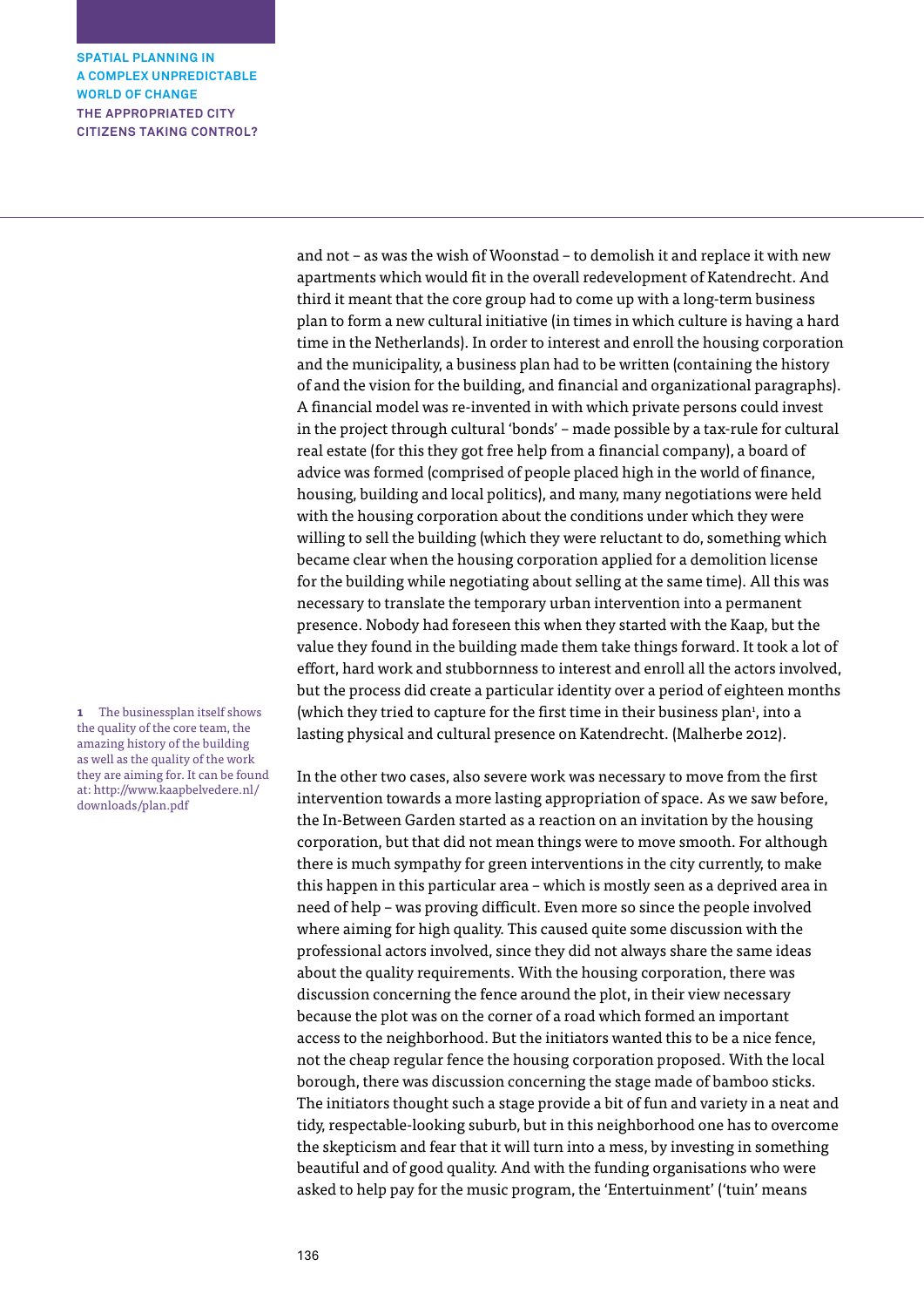and not – as was the wish of Woonstad – to demolish it and replace it with new apartments which would fit in the overall redevelopment of Katendrecht. And third it meant that the core group had to come up with a long-term business plan to form a new cultural initiative (in times in which culture is having a hard time in the Netherlands). In order to interest and enroll the housing corporation and the municipality, a business plan had to be written (containing the history of and the vision for the building, and financial and organizational paragraphs). A financial model was re-invented in with which private persons could invest in the project through cultural 'bonds' – made possible by a tax-rule for cultural real estate (for this they got free help from a financial company), a board of advice was formed (comprised of people placed high in the world of finance, housing, building and local politics), and many, many negotiations were held with the housing corporation about the conditions under which they were willing to sell the building (which they were reluctant to do, something which became clear when the housing corporation applied for a demolition license for the building while negotiating about selling at the same time). All this was necessary to translate the temporary urban intervention into a permanent presence. Nobody had foreseen this when they started with the Kaap, but the value they found in the building made them take things forward. It took a lot of effort, hard work and stubbornness to interest and enroll all the actors involved, but the process did create a particular identity over a period of eighteen months (which they tried to capture for the first time in their business plan[1], into a lasting physical and cultural presence on Katendrecht. (Malherbe 2012).

In the other two cases, also severe work was necessary to move from the first intervention towards a more lasting appropriation of space. As we saw before, the In-Between Garden started as a reaction on an invitation by the housing corporation, but that did not mean things were to move smooth. For although there is much sympathy for green interventions in the city currently, to make this happen in this particular area – which is mostly seen as a deprived area in need of help – was proving difficult. Even more so since the people involved where aiming for high quality. This caused quite some discussion with the professional actors involved, since they did not always share the same ideas about the quality requirements. With the housing corporation, there was discussion concerning the fence around the plot, in their view necessary because the plot was on the corner of a road which formed an important access to the neighborhood. But the initiators wanted this to be a nice fence, not the cheap regular fence the housing corporation proposed. With the local borough, there was discussion concerning the stage made of bamboo sticks. The initiators thought such a stage provide a bit of fun and variety in a neat and tidy, respectable-looking suburb, but in this neighborhood one has to overcome the skepticism and fear that it will turn into a mess, by investing in something beautiful and of good quality. And with the funding organisations who were asked to help pay for the music program, the 'Entertuinment' ('tuin' means

1 The businessplan itself shows the quality of the core team, the amazing history of the building as well as the quality of the work they are aiming for. It can be found at: http://www.kaapbelvedere.nl/downloads/plan.pdf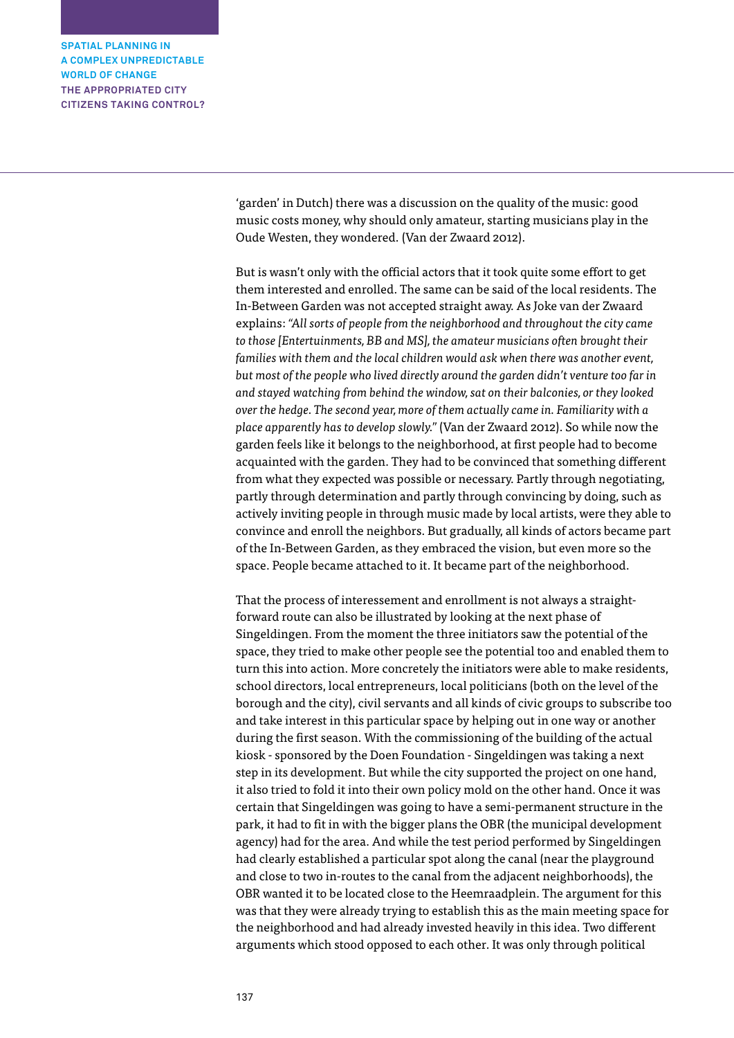'garden' in Dutch) there was a discussion on the quality of the music: good music costs money, why should only amateur, starting musicians play in the Oude Westen, they wondered. (Van der Zwaard 2012).

But is wasn't only with the official actors that it took quite some effort to get them interested and enrolled. The same can be said of the local residents. The In-Between Garden was not accepted straight away. As Joke van der Zwaard explains: *"All sorts of people from the neighborhood and throughout the city came to those [Entertuinments, BB and MS], the amateur musicians often brought their families with them and the local children would ask when there was another event, but most of the people who lived directly around the garden didn't venture too far in and stayed watching from behind the window, sat on their balconies, or they looked over the hedge. The second year, more of them actually came in. Familiarity with a place apparently has to develop slowly."* (Van der Zwaard 2012). So while now the garden feels like it belongs to the neighborhood, at first people had to become acquainted with the garden. They had to be convinced that something different from what they expected was possible or necessary. Partly through negotiating, partly through determination and partly through convincing by doing, such as actively inviting people in through music made by local artists, were they able to convince and enroll the neighbors. But gradually, all kinds of actors became part of the In-Between Garden, as they embraced the vision, but even more so the space. People became attached to it. It became part of the neighborhood.

That the process of interessement and enrollment is not always a straight-forward route can also be illustrated by looking at the next phase of Singeldingen. From the moment the three initiators saw the potential of the space, they tried to make other people see the potential too and enabled them to turn this into action. More concretely the initiators were able to make residents, school directors, local entrepreneurs, local politicians (both on the level of the borough and the city), civil servants and all kinds of civic groups to subscribe too and take interest in this particular space by helping out in one way or another during the first season. With the commissioning of the building of the actual kiosk - sponsored by the Doen Foundation - Singeldingen was taking a next step in its development. But while the city supported the project on one hand, it also tried to fold it into their own policy mold on the other hand. Once it was certain that Singeldingen was going to have a semi-permanent structure in the park, it had to fit in with the bigger plans the OBR (the municipal development agency) had for the area. And while the test period performed by Singeldingen had clearly established a particular spot along the canal (near the playground and close to two in-routes to the canal from the adjacent neighborhoods), the OBR wanted it to be located close to the Heemraadplein. The argument for this was that they were already trying to establish this as the main meeting space for the neighborhood and had already invested heavily in this idea. Two different arguments which stood opposed to each other. It was only through political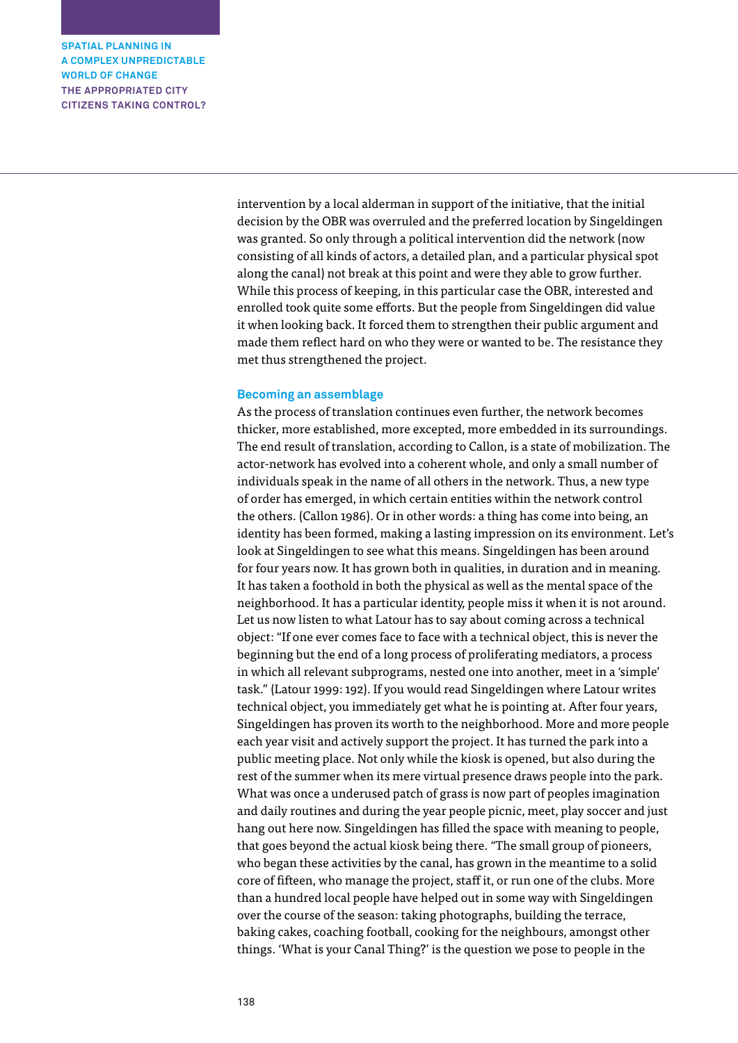intervention by a local alderman in support of the initiative, that the initial decision by the OBR was overruled and the preferred location by Singeldingen was granted. So only through a political intervention did the network (now consisting of all kinds of actors, a detailed plan, and a particular physical spot along the canal) not break at this point and were they able to grow further. While this process of keeping, in this particular case the OBR, interested and enrolled took quite some efforts. But the people from Singeldingen did value it when looking back. It forced them to strengthen their public argument and made them reflect hard on who they were or wanted to be. The resistance they met thus strengthened the project.

### Becoming an assemblage

As the process of translation continues even further, the network becomes thicker, more established, more excepted, more embedded in its surroundings. The end result of translation, according to Callon, is a state of mobilization. The actor-network has evolved into a coherent whole, and only a small number of individuals speak in the name of all others in the network. Thus, a new type of order has emerged, in which certain entities within the network control the others. (Callon 1986). Or in other words: a thing has come into being, an identity has been formed, making a lasting impression on its environment. Let's look at Singeldingen to see what this means. Singeldingen has been around for four years now. It has grown both in qualities, in duration and in meaning. It has taken a foothold in both the physical as well as the mental space of the neighborhood. It has a particular identity, people miss it when it is not around. Let us now listen to what Latour has to say about coming across a technical object: "If one ever comes face to face with a technical object, this is never the beginning but the end of a long process of proliferating mediators, a process in which all relevant subprograms, nested one into another, meet in a 'simple' task." (Latour 1999: 192). If you would read Singeldingen where Latour writes technical object, you immediately get what he is pointing at. After four years, Singeldingen has proven its worth to the neighborhood. More and more people each year visit and actively support the project. It has turned the park into a public meeting place. Not only while the kiosk is opened, but also during the rest of the summer when its mere virtual presence draws people into the park. What was once a underused patch of grass is now part of peoples imagination and daily routines and during the year people picnic, meet, play soccer and just hang out here now. Singeldingen has filled the space with meaning to people, that goes beyond the actual kiosk being there. "The small group of pioneers, who began these activities by the canal, has grown in the meantime to a solid core of fifteen, who manage the project, staff it, or run one of the clubs. More than a hundred local people have helped out in some way with Singeldingen over the course of the season: taking photographs, building the terrace, baking cakes, coaching football, cooking for the neighbours, amongst other things. 'What is your Canal Thing?' is the question we pose to people in the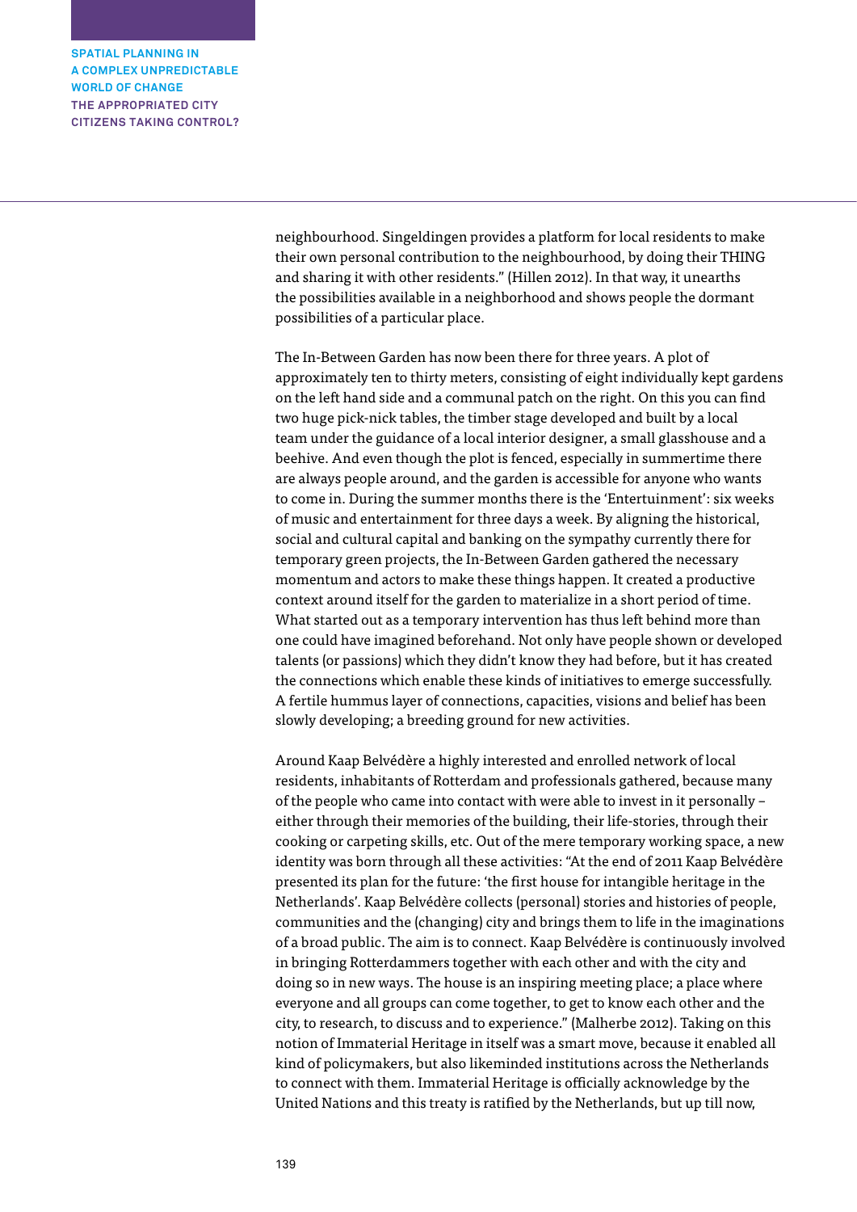neighbourhood. Singeldingen provides a platform for local residents to make their own personal contribution to the neighbourhood, by doing their THING and sharing it with other residents." (Hillen 2012). In that way, it unearths the possibilities available in a neighborhood and shows people the dormant possibilities of a particular place.

The In-Between Garden has now been there for three years. A plot of approximately ten to thirty meters, consisting of eight individually kept gardens on the left hand side and a communal patch on the right. On this you can find two huge pick-nick tables, the timber stage developed and built by a local team under the guidance of a local interior designer, a small glasshouse and a beehive. And even though the plot is fenced, especially in summertime there are always people around, and the garden is accessible for anyone who wants to come in. During the summer months there is the 'Entertuinment': six weeks of music and entertainment for three days a week. By aligning the historical, social and cultural capital and banking on the sympathy currently there for temporary green projects, the In-Between Garden gathered the necessary momentum and actors to make these things happen. It created a productive context around itself for the garden to materialize in a short period of time. What started out as a temporary intervention has thus left behind more than one could have imagined beforehand. Not only have people shown or developed talents (or passions) which they didn't know they had before, but it has created the connections which enable these kinds of initiatives to emerge successfully. A fertile hummus layer of connections, capacities, visions and belief has been slowly developing; a breeding ground for new activities.

Around Kaap Belvédère a highly interested and enrolled network of local residents, inhabitants of Rotterdam and professionals gathered, because many of the people who came into contact with were able to invest in it personally – either through their memories of the building, their life-stories, through their cooking or carpeting skills, etc. Out of the mere temporary working space, a new identity was born through all these activities: "At the end of 2011 Kaap Belvédère presented its plan for the future: 'the first house for intangible heritage in the Netherlands'. Kaap Belvédère collects (personal) stories and histories of people, communities and the (changing) city and brings them to life in the imaginations of a broad public. The aim is to connect. Kaap Belvédère is continuously involved in bringing Rotterdammers together with each other and with the city and doing so in new ways. The house is an inspiring meeting place; a place where everyone and all groups can come together, to get to know each other and the city, to research, to discuss and to experience." (Malherbe 2012). Taking on this notion of Immaterial Heritage in itself was a smart move, because it enabled all kind of policymakers, but also likeminded institutions across the Netherlands to connect with them. Immaterial Heritage is officially acknowledge by the United Nations and this treaty is ratified by the Netherlands, but up till now,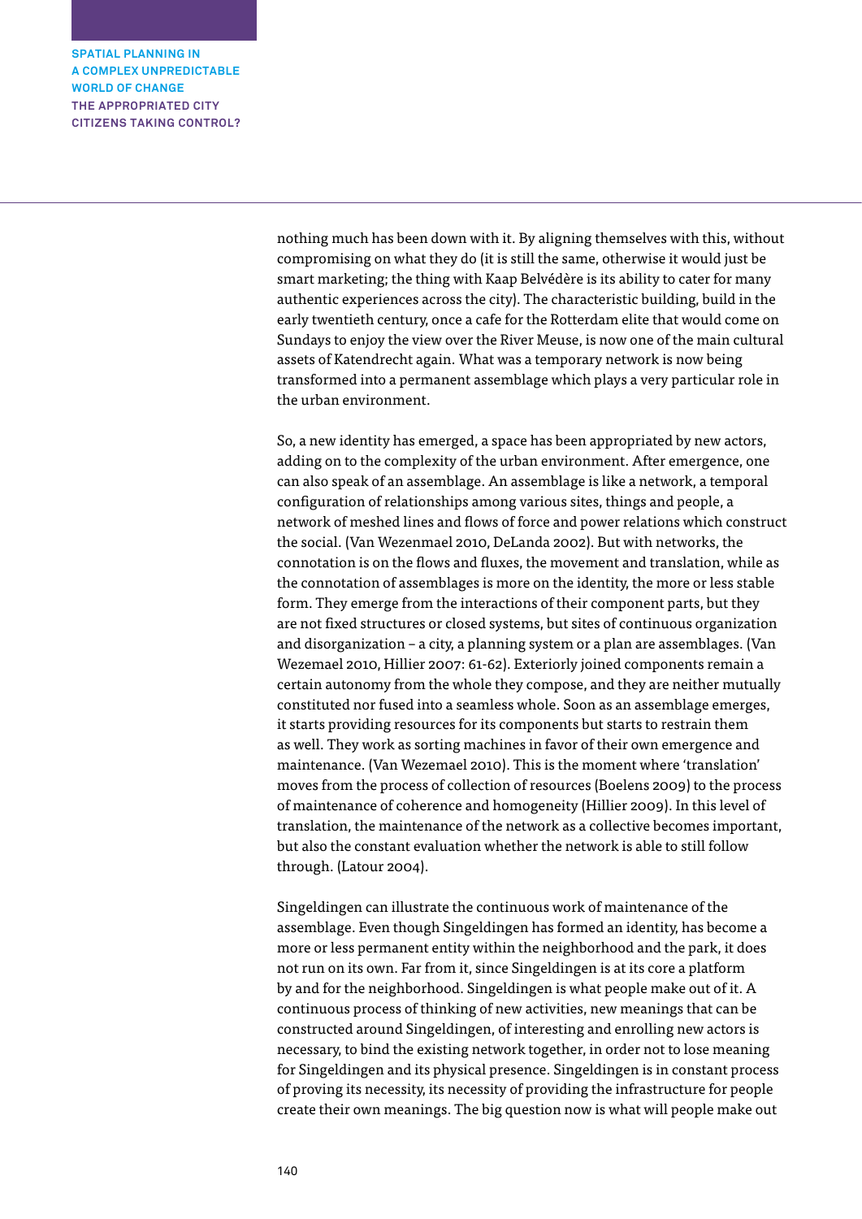nothing much has been down with it. By aligning themselves with this, without compromising on what they do (it is still the same, otherwise it would just be smart marketing; the thing with Kaap Belvédère is its ability to cater for many authentic experiences across the city). The characteristic building, build in the early twentieth century, once a cafe for the Rotterdam elite that would come on Sundays to enjoy the view over the River Meuse, is now one of the main cultural assets of Katendrecht again. What was a temporary network is now being transformed into a permanent assemblage which plays a very particular role in the urban environment.

So, a new identity has emerged, a space has been appropriated by new actors, adding on to the complexity of the urban environment. After emergence, one can also speak of an assemblage. An assemblage is like a network, a temporal configuration of relationships among various sites, things and people, a network of meshed lines and flows of force and power relations which construct the social. (Van Wezenmael 2010, DeLanda 2002). But with networks, the connotation is on the flows and fluxes, the movement and translation, while as the connotation of assemblages is more on the identity, the more or less stable form. They emerge from the interactions of their component parts, but they are not fixed structures or closed systems, but sites of continuous organization and disorganization – a city, a planning system or a plan are assemblages. (Van Wezemael 2010, Hillier 2007: 61-62). Exteriorly joined components remain a certain autonomy from the whole they compose, and they are neither mutually constituted nor fused into a seamless whole. Soon as an assemblage emerges, it starts providing resources for its components but starts to restrain them as well. They work as sorting machines in favor of their own emergence and maintenance. (Van Wezemael 2010). This is the moment where 'translation' moves from the process of collection of resources (Boelens 2009) to the process of maintenance of coherence and homogeneity (Hillier 2009). In this level of translation, the maintenance of the network as a collective becomes important, but also the constant evaluation whether the network is able to still follow through. (Latour 2004).

Singeldingen can illustrate the continuous work of maintenance of the assemblage. Even though Singeldingen has formed an identity, has become a more or less permanent entity within the neighborhood and the park, it does not run on its own. Far from it, since Singeldingen is at its core a platform by and for the neighborhood. Singeldingen is what people make out of it. A continuous process of thinking of new activities, new meanings that can be constructed around Singeldingen, of interesting and enrolling new actors is necessary, to bind the existing network together, in order not to lose meaning for Singeldingen and its physical presence. Singeldingen is in constant process of proving its necessity, its necessity of providing the infrastructure for people create their own meanings. The big question now is what will people make out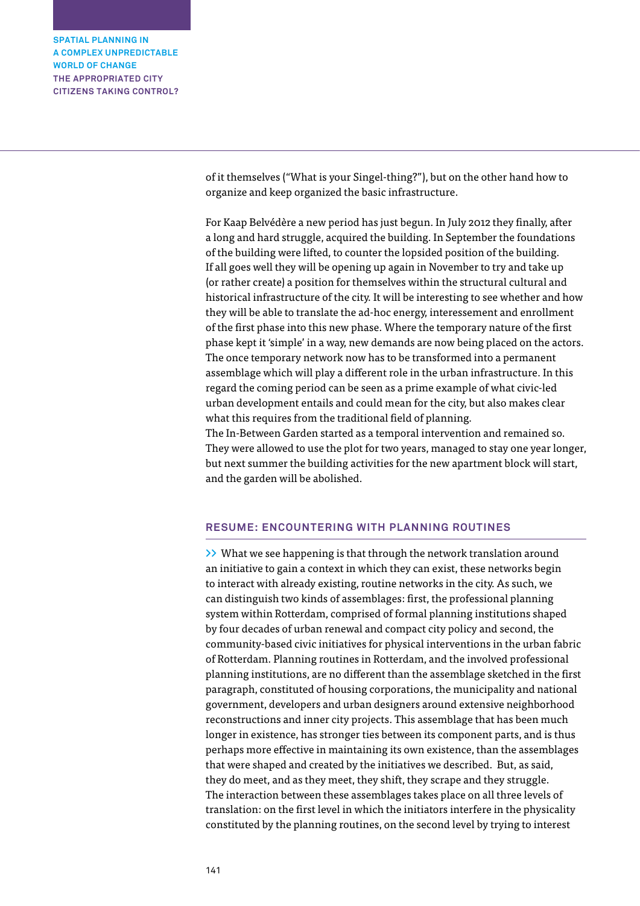of it themselves ("What is your Singel-thing?"), but on the other hand how to organize and keep organized the basic infrastructure.

For Kaap Belvédère a new period has just begun. In July 2012 they finally, after a long and hard struggle, acquired the building. In September the foundations of the building were lifted, to counter the lopsided position of the building. If all goes well they will be opening up again in November to try and take up (or rather create) a position for themselves within the structural cultural and historical infrastructure of the city. It will be interesting to see whether and how they will be able to translate the ad-hoc energy, interessement and enrollment of the first phase into this new phase. Where the temporary nature of the first phase kept it 'simple' in a way, new demands are now being placed on the actors. The once temporary network now has to be transformed into a permanent assemblage which will play a different role in the urban infrastructure. In this regard the coming period can be seen as a prime example of what civic-led urban development entails and could mean for the city, but also makes clear what this requires from the traditional field of planning.
The In-Between Garden started as a temporal intervention and remained so. They were allowed to use the plot for two years, managed to stay one year longer, but next summer the building activities for the new apartment block will start, and the garden will be abolished.

## RESUME: ENCOUNTERING WITH PLANNING ROUTINES

>> What we see happening is that through the network translation around an initiative to gain a context in which they can exist, these networks begin to interact with already existing, routine networks in the city. As such, we can distinguish two kinds of assemblages: first, the professional planning system within Rotterdam, comprised of formal planning institutions shaped by four decades of urban renewal and compact city policy and second, the community-based civic initiatives for physical interventions in the urban fabric of Rotterdam. Planning routines in Rotterdam, and the involved professional planning institutions, are no different than the assemblage sketched in the first paragraph, constituted of housing corporations, the municipality and national government, developers and urban designers around extensive neighborhood reconstructions and inner city projects. This assemblage that has been much longer in existence, has stronger ties between its component parts, and is thus perhaps more effective in maintaining its own existence, than the assemblages that were shaped and created by the initiatives we described. But, as said, they do meet, and as they meet, they shift, they scrape and they struggle. The interaction between these assemblages takes place on all three levels of translation: on the first level in which the initiators interfere in the physicality constituted by the planning routines, on the second level by trying to interest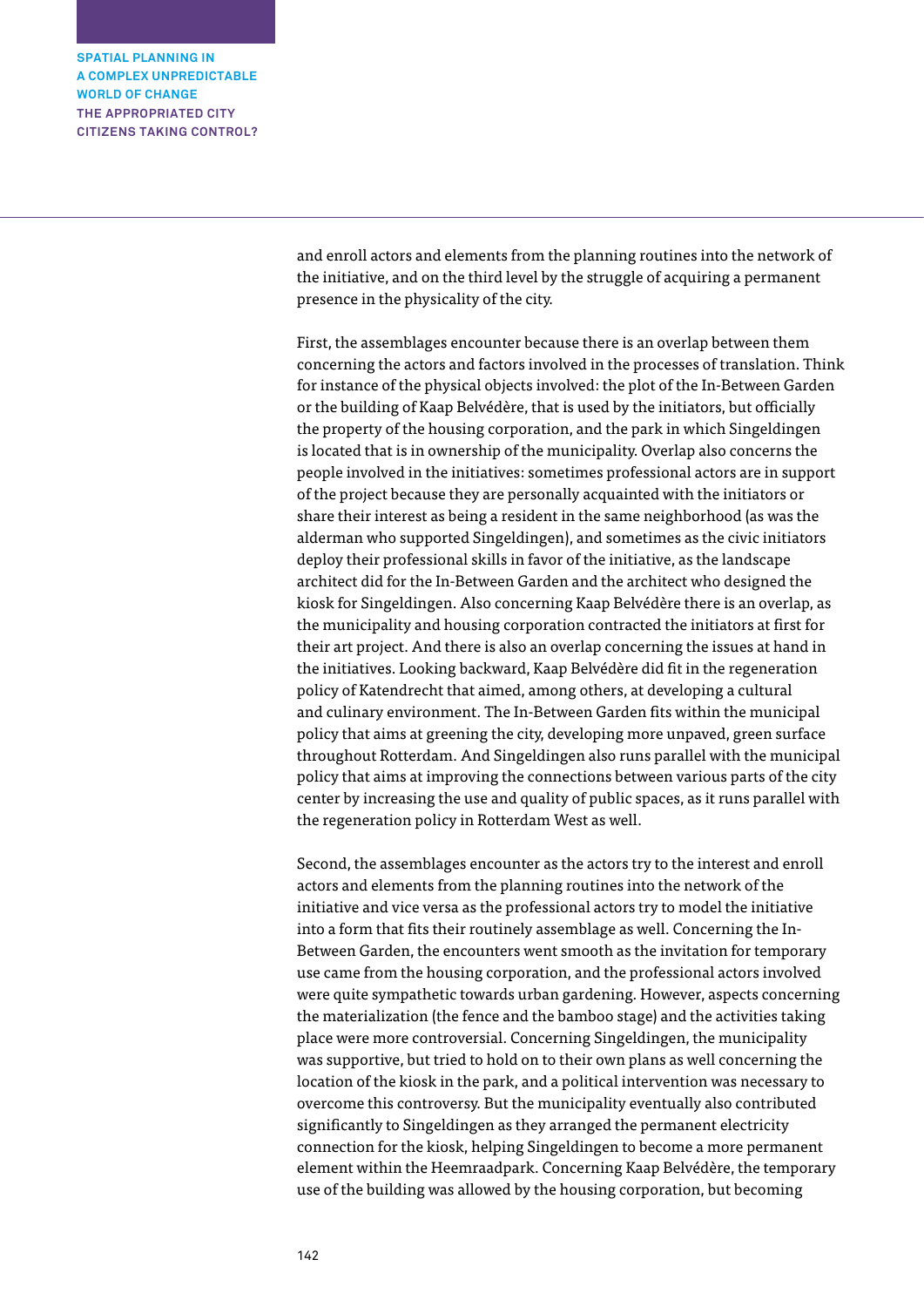and enroll actors and elements from the planning routines into the network of the initiative, and on the third level by the struggle of acquiring a permanent presence in the physicality of the city.

First, the assemblages encounter because there is an overlap between them concerning the actors and factors involved in the processes of translation. Think for instance of the physical objects involved: the plot of the In-Between Garden or the building of Kaap Belvédère, that is used by the initiators, but officially the property of the housing corporation, and the park in which Singeldingen is located that is in ownership of the municipality. Overlap also concerns the people involved in the initiatives: sometimes professional actors are in support of the project because they are personally acquainted with the initiators or share their interest as being a resident in the same neighborhood (as was the alderman who supported Singeldingen), and sometimes as the civic initiators deploy their professional skills in favor of the initiative, as the landscape architect did for the In-Between Garden and the architect who designed the kiosk for Singeldingen. Also concerning Kaap Belvédère there is an overlap, as the municipality and housing corporation contracted the initiators at first for their art project. And there is also an overlap concerning the issues at hand in the initiatives. Looking backward, Kaap Belvédère did fit in the regeneration policy of Katendrecht that aimed, among others, at developing a cultural and culinary environment. The In-Between Garden fits within the municipal policy that aims at greening the city, developing more unpaved, green surface throughout Rotterdam. And Singeldingen also runs parallel with the municipal policy that aims at improving the connections between various parts of the city center by increasing the use and quality of public spaces, as it runs parallel with the regeneration policy in Rotterdam West as well.

Second, the assemblages encounter as the actors try to the interest and enroll actors and elements from the planning routines into the network of the initiative and vice versa as the professional actors try to model the initiative into a form that fits their routinely assemblage as well. Concerning the In-Between Garden, the encounters went smooth as the invitation for temporary use came from the housing corporation, and the professional actors involved were quite sympathetic towards urban gardening. However, aspects concerning the materialization (the fence and the bamboo stage) and the activities taking place were more controversial. Concerning Singeldingen, the municipality was supportive, but tried to hold on to their own plans as well concerning the location of the kiosk in the park, and a political intervention was necessary to overcome this controversy. But the municipality eventually also contributed significantly to Singeldingen as they arranged the permanent electricity connection for the kiosk, helping Singeldingen to become a more permanent element within the Heemraadpark. Concerning Kaap Belvédère, the temporary use of the building was allowed by the housing corporation, but becoming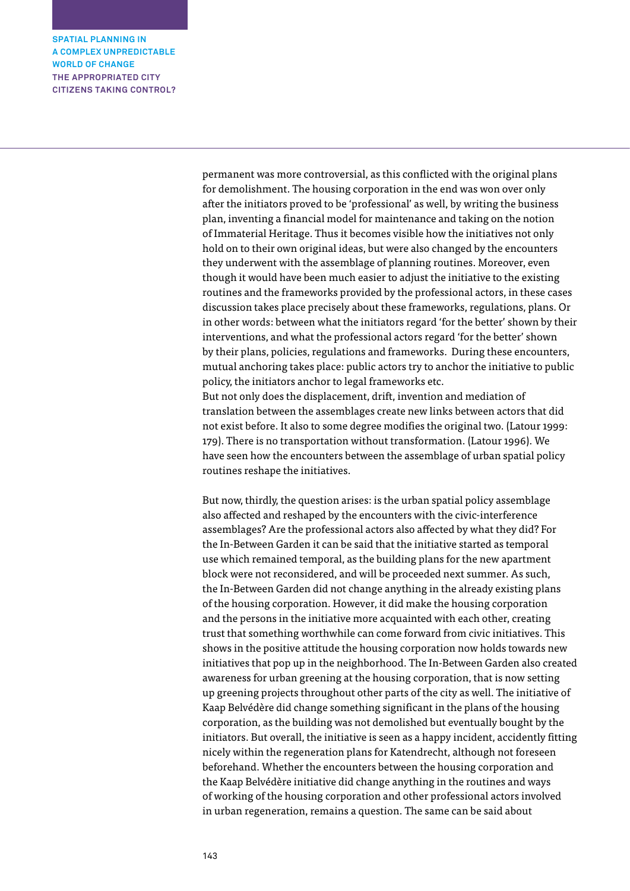permanent was more controversial, as this conflicted with the original plans for demolishment. The housing corporation in the end was won over only after the initiators proved to be 'professional' as well, by writing the business plan, inventing a financial model for maintenance and taking on the notion of Immaterial Heritage. Thus it becomes visible how the initiatives not only hold on to their own original ideas, but were also changed by the encounters they underwent with the assemblage of planning routines. Moreover, even though it would have been much easier to adjust the initiative to the existing routines and the frameworks provided by the professional actors, in these cases discussion takes place precisely about these frameworks, regulations, plans. Or in other words: between what the initiators regard 'for the better' shown by their interventions, and what the professional actors regard 'for the better' shown by their plans, policies, regulations and frameworks. During these encounters, mutual anchoring takes place: public actors try to anchor the initiative to public policy, the initiators anchor to legal frameworks etc.
But not only does the displacement, drift, invention and mediation of translation between the assemblages create new links between actors that did not exist before. It also to some degree modifies the original two. (Latour 1999: 179). There is no transportation without transformation. (Latour 1996). We have seen how the encounters between the assemblage of urban spatial policy routines reshape the initiatives.

But now, thirdly, the question arises: is the urban spatial policy assemblage also affected and reshaped by the encounters with the civic-interference assemblages? Are the professional actors also affected by what they did? For the In-Between Garden it can be said that the initiative started as temporal use which remained temporal, as the building plans for the new apartment block were not reconsidered, and will be proceeded next summer. As such, the In-Between Garden did not change anything in the already existing plans of the housing corporation. However, it did make the housing corporation and the persons in the initiative more acquainted with each other, creating trust that something worthwhile can come forward from civic initiatives. This shows in the positive attitude the housing corporation now holds towards new initiatives that pop up in the neighborhood. The In-Between Garden also created awareness for urban greening at the housing corporation, that is now setting up greening projects throughout other parts of the city as well. The initiative of Kaap Belvédère did change something significant in the plans of the housing corporation, as the building was not demolished but eventually bought by the initiators. But overall, the initiative is seen as a happy incident, accidently fitting nicely within the regeneration plans for Katendrecht, although not foreseen beforehand. Whether the encounters between the housing corporation and the Kaap Belvédère initiative did change anything in the routines and ways of working of the housing corporation and other professional actors involved in urban regeneration, remains a question. The same can be said about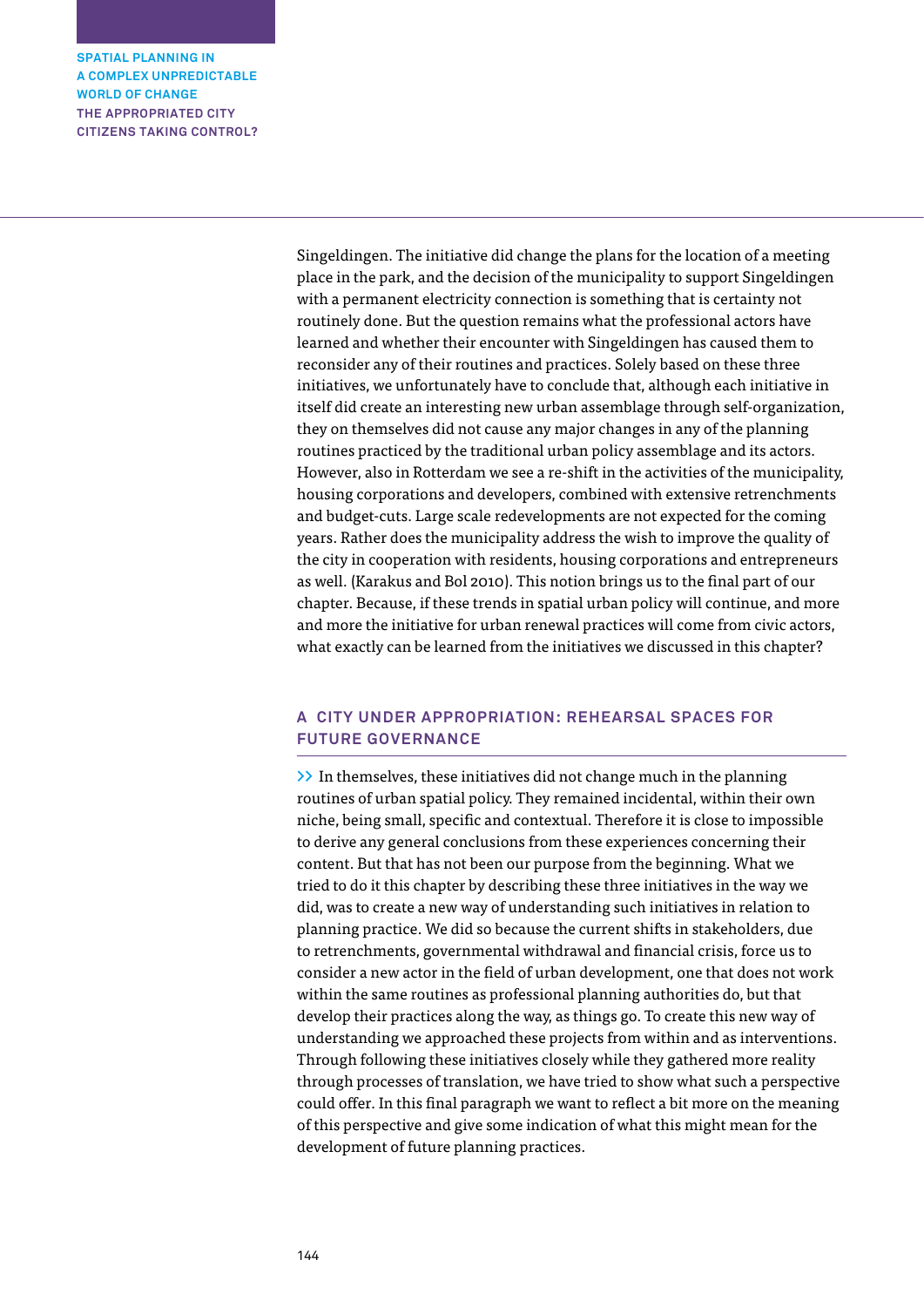Singeldingen. The initiative did change the plans for the location of a meeting place in the park, and the decision of the municipality to support Singeldingen with a permanent electricity connection is something that is certainty not routinely done. But the question remains what the professional actors have learned and whether their encounter with Singeldingen has caused them to reconsider any of their routines and practices. Solely based on these three initiatives, we unfortunately have to conclude that, although each initiative in itself did create an interesting new urban assemblage through self-organization, they on themselves did not cause any major changes in any of the planning routines practiced by the traditional urban policy assemblage and its actors. However, also in Rotterdam we see a re-shift in the activities of the municipality, housing corporations and developers, combined with extensive retrenchments and budget-cuts. Large scale redevelopments are not expected for the coming years. Rather does the municipality address the wish to improve the quality of the city in cooperation with residents, housing corporations and entrepreneurs as well. (Karakus and Bol 2010). This notion brings us to the final part of our chapter. Because, if these trends in spatial urban policy will continue, and more and more the initiative for urban renewal practices will come from civic actors, what exactly can be learned from the initiatives we discussed in this chapter?

## A CITY UNDER APPROPRIATION: REHEARSAL SPACES FOR FUTURE GOVERNANCE

>> In themselves, these initiatives did not change much in the planning routines of urban spatial policy. They remained incidental, within their own niche, being small, specific and contextual. Therefore it is close to impossible to derive any general conclusions from these experiences concerning their content. But that has not been our purpose from the beginning. What we tried to do it this chapter by describing these three initiatives in the way we did, was to create a new way of understanding such initiatives in relation to planning practice. We did so because the current shifts in stakeholders, due to retrenchments, governmental withdrawal and financial crisis, force us to consider a new actor in the field of urban development, one that does not work within the same routines as professional planning authorities do, but that develop their practices along the way, as things go. To create this new way of understanding we approached these projects from within and as interventions. Through following these initiatives closely while they gathered more reality through processes of translation, we have tried to show what such a perspective could offer. In this final paragraph we want to reflect a bit more on the meaning of this perspective and give some indication of what this might mean for the development of future planning practices.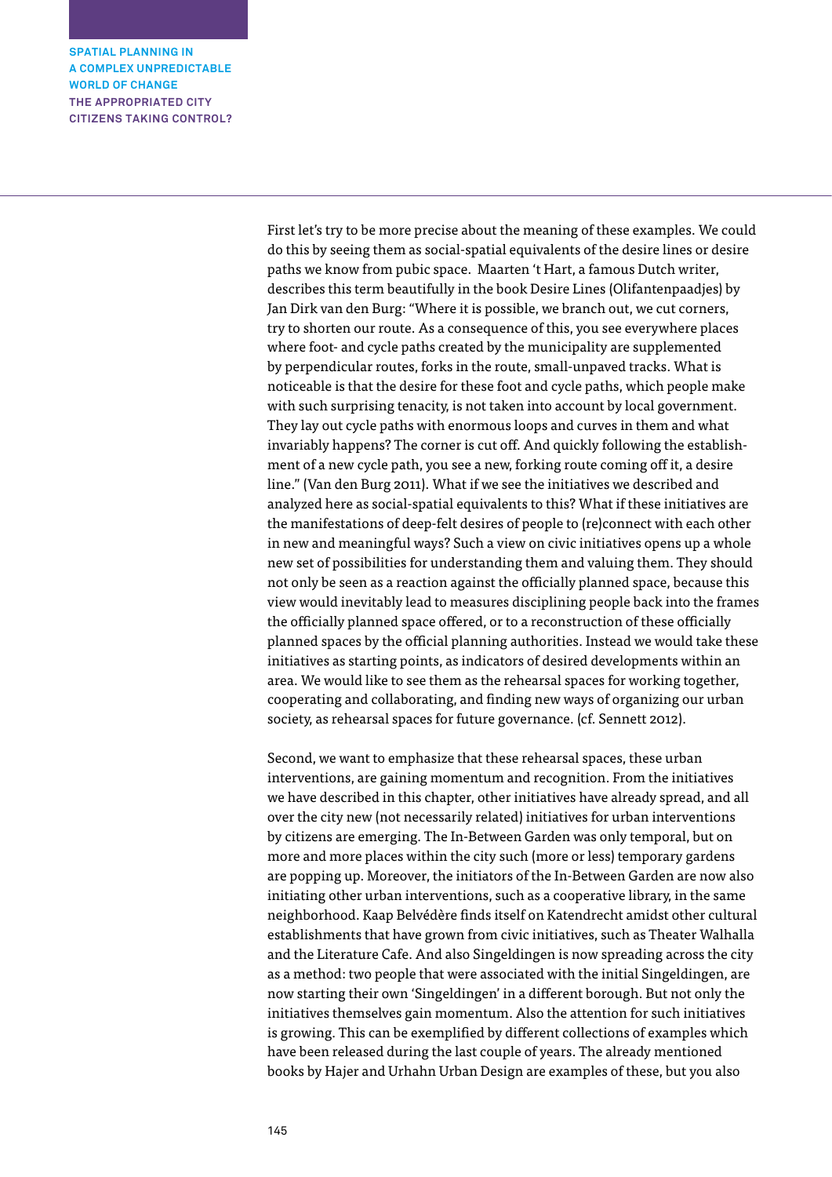First let's try to be more precise about the meaning of these examples. We could do this by seeing them as social-spatial equivalents of the desire lines or desire paths we know from pubic space. Maarten 't Hart, a famous Dutch writer, describes this term beautifully in the book Desire Lines (Olifantenpaadjes) by Jan Dirk van den Burg: "Where it is possible, we branch out, we cut corners, try to shorten our route. As a consequence of this, you see everywhere places where foot- and cycle paths created by the municipality are supplemented by perpendicular routes, forks in the route, small-unpaved tracks. What is noticeable is that the desire for these foot and cycle paths, which people make with such surprising tenacity, is not taken into account by local government. They lay out cycle paths with enormous loops and curves in them and what invariably happens? The corner is cut off. And quickly following the establishment of a new cycle path, you see a new, forking route coming off it, a desire line." (Van den Burg 2011). What if we see the initiatives we described and analyzed here as social-spatial equivalents to this? What if these initiatives are the manifestations of deep-felt desires of people to (re)connect with each other in new and meaningful ways? Such a view on civic initiatives opens up a whole new set of possibilities for understanding them and valuing them. They should not only be seen as a reaction against the officially planned space, because this view would inevitably lead to measures disciplining people back into the frames the officially planned space offered, or to a reconstruction of these officially planned spaces by the official planning authorities. Instead we would take these initiatives as starting points, as indicators of desired developments within an area. We would like to see them as the rehearsal spaces for working together, cooperating and collaborating, and finding new ways of organizing our urban society, as rehearsal spaces for future governance. (cf. Sennett 2012).

Second, we want to emphasize that these rehearsal spaces, these urban interventions, are gaining momentum and recognition. From the initiatives we have described in this chapter, other initiatives have already spread, and all over the city new (not necessarily related) initiatives for urban interventions by citizens are emerging. The In-Between Garden was only temporal, but on more and more places within the city such (more or less) temporary gardens are popping up. Moreover, the initiators of the In-Between Garden are now also initiating other urban interventions, such as a cooperative library, in the same neighborhood. Kaap Belvédère finds itself on Katendrecht amidst other cultural establishments that have grown from civic initiatives, such as Theater Walhalla and the Literature Cafe. And also Singeldingen is now spreading across the city as a method: two people that were associated with the initial Singeldingen, are now starting their own 'Singeldingen' in a different borough. But not only the initiatives themselves gain momentum. Also the attention for such initiatives is growing. This can be exemplified by different collections of examples which have been released during the last couple of years. The already mentioned books by Hajer and Urhahn Urban Design are examples of these, but you also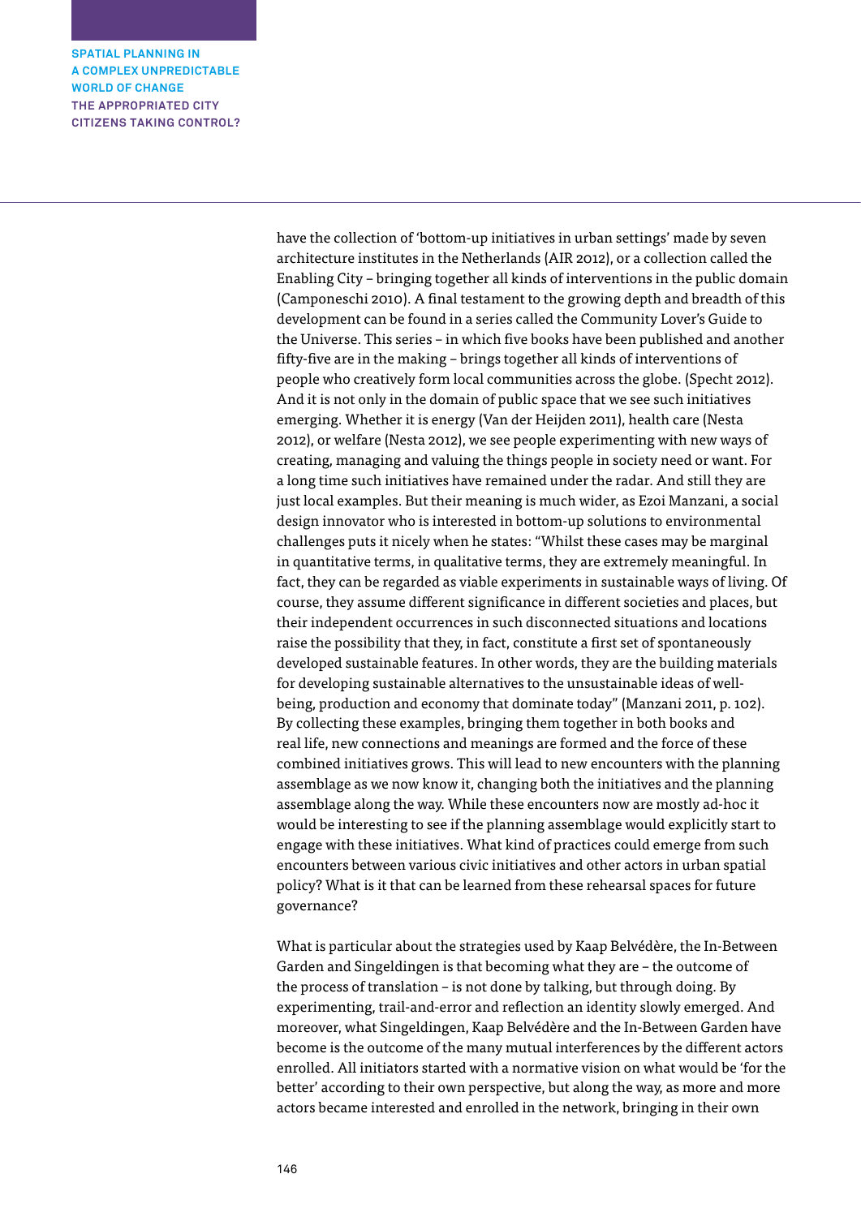have the collection of 'bottom-up initiatives in urban settings' made by seven architecture institutes in the Netherlands (AIR 2012), or a collection called the Enabling City – bringing together all kinds of interventions in the public domain (Camponeschi 2010). A final testament to the growing depth and breadth of this development can be found in a series called the Community Lover's Guide to the Universe. This series – in which five books have been published and another fifty-five are in the making – brings together all kinds of interventions of people who creatively form local communities across the globe. (Specht 2012). And it is not only in the domain of public space that we see such initiatives emerging. Whether it is energy (Van der Heijden 2011), health care (Nesta 2012), or welfare (Nesta 2012), we see people experimenting with new ways of creating, managing and valuing the things people in society need or want. For a long time such initiatives have remained under the radar. And still they are just local examples. But their meaning is much wider, as Ezoi Manzani, a social design innovator who is interested in bottom-up solutions to environmental challenges puts it nicely when he states: "Whilst these cases may be marginal in quantitative terms, in qualitative terms, they are extremely meaningful. In fact, they can be regarded as viable experiments in sustainable ways of living. Of course, they assume different significance in different societies and places, but their independent occurrences in such disconnected situations and locations raise the possibility that they, in fact, constitute a first set of spontaneously developed sustainable features. In other words, they are the building materials for developing sustainable alternatives to the unsustainable ideas of well-being, production and economy that dominate today" (Manzani 2011, p. 102). By collecting these examples, bringing them together in both books and real life, new connections and meanings are formed and the force of these combined initiatives grows. This will lead to new encounters with the planning assemblage as we now know it, changing both the initiatives and the planning assemblage along the way. While these encounters now are mostly ad-hoc it would be interesting to see if the planning assemblage would explicitly start to engage with these initiatives. What kind of practices could emerge from such encounters between various civic initiatives and other actors in urban spatial policy? What is it that can be learned from these rehearsal spaces for future governance?

What is particular about the strategies used by Kaap Belvédère, the In-Between Garden and Singeldingen is that becoming what they are – the outcome of the process of translation – is not done by talking, but through doing. By experimenting, trail-and-error and reflection an identity slowly emerged. And moreover, what Singeldingen, Kaap Belvédère and the In-Between Garden have become is the outcome of the many mutual interferences by the different actors enrolled. All initiators started with a normative vision on what would be 'for the better' according to their own perspective, but along the way, as more and more actors became interested and enrolled in the network, bringing in their own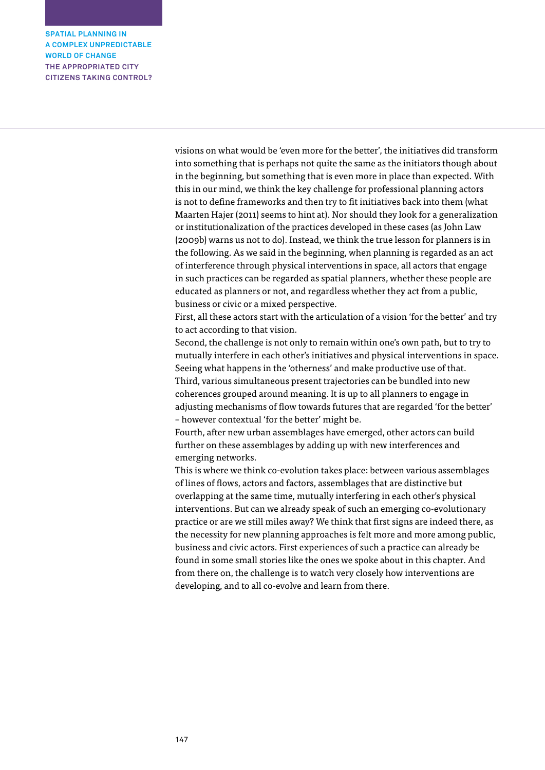visions on what would be 'even more for the better', the initiatives did transform into something that is perhaps not quite the same as the initiators though about in the beginning, but something that is even more in place than expected. With this in our mind, we think the key challenge for professional planning actors is not to define frameworks and then try to fit initiatives back into them (what Maarten Hajer (2011) seems to hint at). Nor should they look for a generalization or institutionalization of the practices developed in these cases (as John Law (2009b) warns us not to do). Instead, we think the true lesson for planners is in the following. As we said in the beginning, when planning is regarded as an act of interference through physical interventions in space, all actors that engage in such practices can be regarded as spatial planners, whether these people are educated as planners or not, and regardless whether they act from a public, business or civic or a mixed perspective.

First, all these actors start with the articulation of a vision 'for the better' and try to act according to that vision.

Second, the challenge is not only to remain within one's own path, but to try to mutually interfere in each other's initiatives and physical interventions in space. Seeing what happens in the 'otherness' and make productive use of that.

Third, various simultaneous present trajectories can be bundled into new coherences grouped around meaning. It is up to all planners to engage in adjusting mechanisms of flow towards futures that are regarded 'for the better' – however contextual 'for the better' might be.

Fourth, after new urban assemblages have emerged, other actors can build further on these assemblages by adding up with new interferences and emerging networks.

This is where we think co-evolution takes place: between various assemblages of lines of flows, actors and factors, assemblages that are distinctive but overlapping at the same time, mutually interfering in each other's physical interventions. But can we already speak of such an emerging co-evolutionary practice or are we still miles away? We think that first signs are indeed there, as the necessity for new planning approaches is felt more and more among public, business and civic actors. First experiences of such a practice can already be found in some small stories like the ones we spoke about in this chapter. And from there on, the challenge is to watch very closely how interventions are developing, and to all co-evolve and learn from there.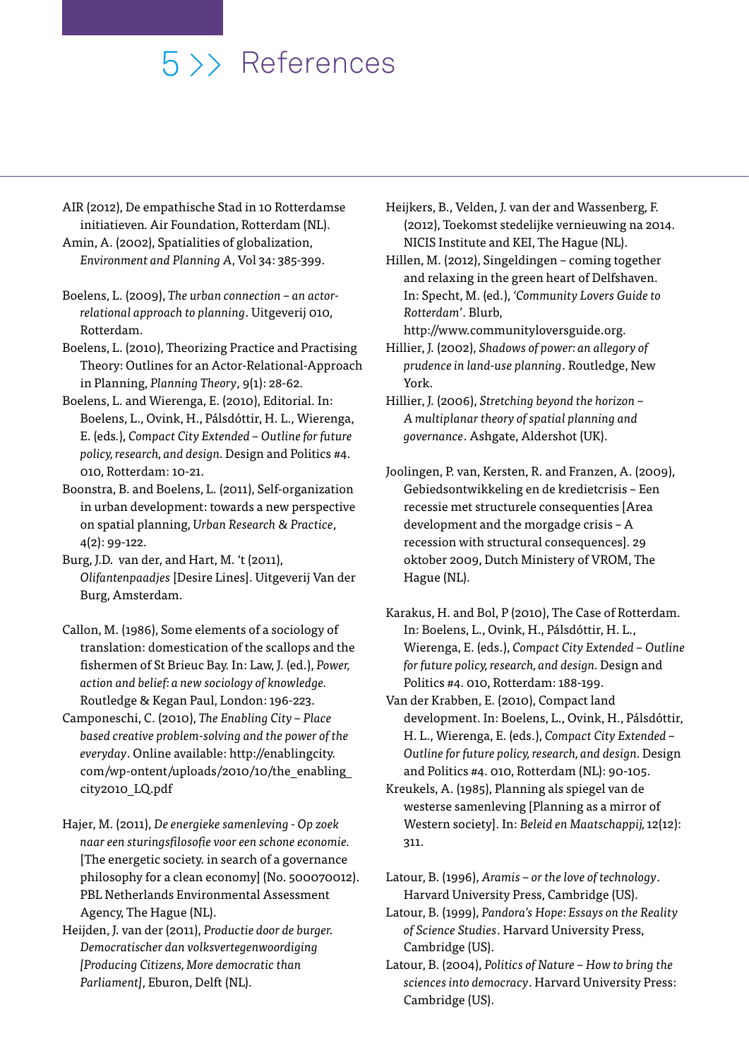# 5 >> References

AIR (2012), De empathische Stad in 10 Rotterdamse initiatieven. Air Foundation, Rotterdam (NL).

Amin, A. (2002), Spatialities of globalization, *Environment and Planning A*, Vol 34: 385-399.

Boelens, L. (2009), *The urban connection – an actor-relational approach to planning*. Uitgeverij 010, Rotterdam.

Boelens, L. (2010), Theorizing Practice and Practising Theory: Outlines for an Actor-Relational-Approach in Planning, *Planning Theory*, 9(1): 28-62.

Boelens, L. and Wierenga, E. (2010), Editorial. In: Boelens, L., Ovink, H., Pálsdóttir, H. L., Wierenga, E. (eds.), *Compact City Extended – Outline for future policy, research, and design*. Design and Politics #4. 010, Rotterdam: 10-21.

Boonstra, B. and Boelens, L. (2011), Self-organization in urban development: towards a new perspective on spatial planning, *Urban Research & Practice*, 4(2): 99-122.

Burg, J.D. van der, and Hart, M. 't (2011), *Olifantenpaadjes* [Desire Lines]. Uitgeverij Van der Burg, Amsterdam.

Callon, M. (1986), Some elements of a sociology of translation: domestication of the scallops and the fishermen of St Brieuc Bay. In: Law, J. (ed.), *Power, action and belief: a new sociology of knowledge.* Routledge & Kegan Paul, London: 196-223.

Camponeschi, C. (2010), *The Enabling City – Place based creative problem-solving and the power of the everyday*. Online available: http://enablingcity.com/wp-ontent/uploads/2010/10/the_enabling_city2010_LQ.pdf

Hajer, M. (2011), *De energieke samenleving - Op zoek naar een sturingsfilosofie voor een schone economie.* [The energetic society. in search of a governance philosophy for a clean economy] (No. 500070012). PBL Netherlands Environmental Assessment Agency, The Hague (NL).

Heijden, J. van der (2011), *Productie door de burger. Democratischer dan volksvertegenwoordiging [Producing Citizens, More democratic than Parliament]*, Eburon, Delft (NL).

Heijkers, B., Velden, J. van der and Wassenberg, F. (2012), Toekomst stedelijke vernieuwing na 2014. NICIS Institute and KEI, The Hague (NL).

Hillen, M. (2012), Singeldingen – coming together and relaxing in the green heart of Delfshaven. In: Specht, M. (ed.), *'Community Lovers Guide to Rotterdam'*. Blurb, http://www.communityloversguide.org.

Hillier, J. (2002), *Shadows of power: an allegory of prudence in land-use planning*. Routledge, New York.

Hillier, J. (2006), *Stretching beyond the horizon – A multiplanar theory of spatial planning and governance*. Ashgate, Aldershot (UK).

Joolingen, P. van, Kersten, R. and Franzen, A. (2009), Gebiedsontwikkeling en de kredietcrisis – Een recessie met structurele consequenties [Area development and the morgadge crisis – A recession with structural consequences]. 29 oktober 2009, Dutch Ministery of VROM, The Hague (NL).

Karakus, H. and Bol, P (2010), The Case of Rotterdam. In: Boelens, L., Ovink, H., Pálsdóttir, H. L., Wierenga, E. (eds.), *Compact City Extended – Outline for future policy, research, and design*. Design and Politics #4. 010, Rotterdam: 188-199.

Van der Krabben, E. (2010), Compact land development. In: Boelens, L., Ovink, H., Pálsdóttir, H. L., Wierenga, E. (eds.), *Compact City Extended – Outline for future policy, research, and design*. Design and Politics #4. 010, Rotterdam (NL): 90-105.

Kreukels, A. (1985), Planning als spiegel van de westerse samenleving [Planning as a mirror of Western society]. In: *Beleid en Maatschappij,* 12(12): 311.

Latour, B. (1996), *Aramis – or the love of technology*. Harvard University Press, Cambridge (US).

Latour, B. (1999), *Pandora's Hope: Essays on the Reality of Science Studies*. Harvard University Press, Cambridge (US).

Latour, B. (2004), *Politics of Nature – How to bring the sciences into democracy*. Harvard University Press: Cambridge (US).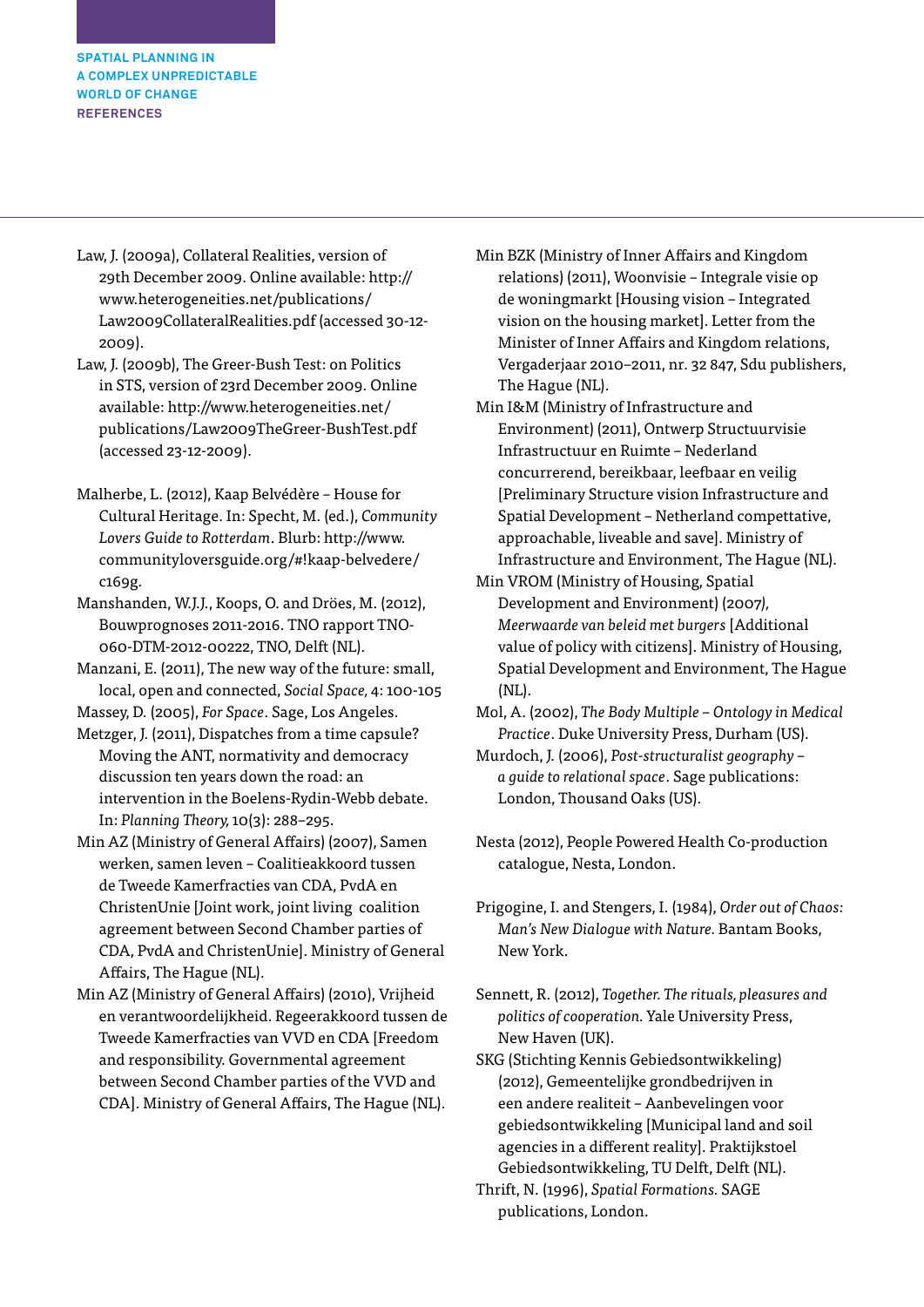Law, J. (2009a), Collateral Realities, version of 29th December 2009. Online available: http://www.heterogeneities.net/publications/Law2009CollateralRealities.pdf (accessed 30-12-2009).

Law, J. (2009b), The Greer-Bush Test: on Politics in STS, version of 23rd December 2009. Online available: http://www.heterogeneities.net/publications/Law2009TheGreer-BushTest.pdf (accessed 23-12-2009).

Malherbe, L. (2012), Kaap Belvédère – House for Cultural Heritage. In: Specht, M. (ed.), *Community Lovers Guide to Rotterdam*. Blurb: http://www.communityloversguide.org/#!kaap-belvedere/c169g.

Manshanden, W.J.J., Koops, O. and Dröes, M. (2012), Bouwprognoses 2011-2016. TNO rapport TNO-060-DTM-2012-00222, TNO, Delft (NL).

Manzani, E. (2011), The new way of the future: small, local, open and connected, *Social Space*, 4: 100-105

Massey, D. (2005), *For Space*. Sage, Los Angeles.

Metzger, J. (2011), Dispatches from a time capsule? Moving the ANT, normativity and democracy discussion ten years down the road: an intervention in the Boelens-Rydin-Webb debate. In: *Planning Theory*, 10(3): 288–295.

Min AZ (Ministry of General Affairs) (2007), Samen werken, samen leven – Coalitieakkoord tussen de Tweede Kamerfracties van CDA, PvdA en ChristenUnie [Joint work, joint living coalition agreement between Second Chamber parties of CDA, PvdA and ChristenUnie]. Ministry of General Affairs, The Hague (NL).

Min AZ (Ministry of General Affairs) (2010), Vrijheid en verantwoordelijkheid. Regeerakkoord tussen de Tweede Kamerfracties van VVD en CDA [Freedom and responsibility. Governmental agreement between Second Chamber parties of the VVD and CDA]. Ministry of General Affairs, The Hague (NL).

Min BZK (Ministry of Inner Affairs and Kingdom relations) (2011), Woonvisie – Integrale visie op de woningmarkt [Housing vision – Integrated vision on the housing market]. Letter from the Minister of Inner Affairs and Kingdom relations, Vergaderjaar 2010–2011, nr. 32 847, Sdu publishers, The Hague (NL).

Min I&M (Ministry of Infrastructure and Environment) (2011), Ontwerp Structuurvisie Infrastructuur en Ruimte – Nederland concurrerend, bereikbaar, leefbaar en veilig [Preliminary Structure vision Infrastructure and Spatial Development – Netherland compettative, approachable, liveable and save]. Ministry of Infrastructure and Environment, The Hague (NL).

Min VROM (Ministry of Housing, Spatial Development and Environment) (2007), *Meerwaarde van beleid met burgers* [Additional value of policy with citizens]. Ministry of Housing, Spatial Development and Environment, The Hague (NL).

Mol, A. (2002), *The Body Multiple – Ontology in Medical Practice*. Duke University Press, Durham (US).

Murdoch, J. (2006), *Post-structuralist geography – a guide to relational space*. Sage publications: London, Thousand Oaks (US).

Nesta (2012), People Powered Health Co-production catalogue, Nesta, London.

Prigogine, I. and Stengers, I. (1984), *Order out of Chaos: Man's New Dialogue with Nature.* Bantam Books, New York.

Sennett, R. (2012), *Together. The rituals, pleasures and politics of cooperation.* Yale University Press, New Haven (UK).

SKG (Stichting Kennis Gebiedsontwikkeling) (2012), Gemeentelijke grondbedrijven in een andere realiteit – Aanbevelingen voor gebiedsontwikkeling [Municipal land and soil agencies in a different reality]. Praktijkstoel Gebiedsontwikkeling, TU Delft, Delft (NL).

Thrift, N. (1996), *Spatial Formations.* SAGE publications, London.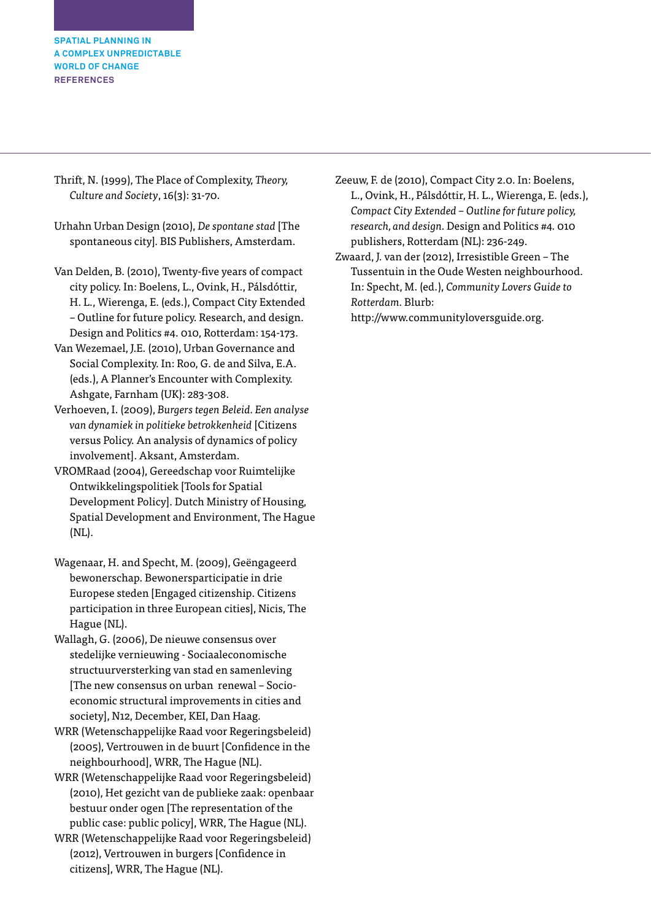Thrift, N. (1999), The Place of Complexity, *Theory, Culture and Society*, 16(3): 31-70.

Urhahn Urban Design (2010), *De spontane stad* [The spontaneous city]. BIS Publishers, Amsterdam.

Van Delden, B. (2010), Twenty-five years of compact city policy. In: Boelens, L., Ovink, H., Pálsdóttir, H. L., Wierenga, E. (eds.), Compact City Extended – Outline for future policy. Research, and design. Design and Politics #4. 010, Rotterdam: 154-173.

Van Wezemael, J.E. (2010), Urban Governance and Social Complexity. In: Roo, G. de and Silva, E.A. (eds.), A Planner's Encounter with Complexity. Ashgate, Farnham (UK): 283-308.

Verhoeven, I. (2009), *Burgers tegen Beleid. Een analyse van dynamiek in politieke betrokkenheid* [Citizens versus Policy. An analysis of dynamics of policy involvement]. Aksant, Amsterdam.

VROMRaad (2004), Gereedschap voor Ruimtelijke Ontwikkelingspolitiek [Tools for Spatial Development Policy]. Dutch Ministry of Housing, Spatial Development and Environment, The Hague (NL).

Wagenaar, H. and Specht, M. (2009), Geëngageerd bewonerschap. Bewonersparticipatie in drie Europese steden [Engaged citizenship. Citizens participation in three European cities], Nicis, The Hague (NL).

Wallagh, G. (2006), De nieuwe consensus over stedelijke vernieuwing - Sociaaleconomische structuurversterking van stad en samenleving [The new consensus on urban renewal – Socio-economic structural improvements in cities and society], N12, December, KEI, Dan Haag.

WRR (Wetenschappelijke Raad voor Regeringsbeleid) (2005), Vertrouwen in de buurt [Confidence in the neighbourhood], WRR, The Hague (NL).

WRR (Wetenschappelijke Raad voor Regeringsbeleid) (2010), Het gezicht van de publieke zaak: openbaar bestuur onder ogen [The representation of the public case: public policy], WRR, The Hague (NL).

WRR (Wetenschappelijke Raad voor Regeringsbeleid) (2012), Vertrouwen in burgers [Confidence in citizens], WRR, The Hague (NL).

Zeeuw, F. de (2010), Compact City 2.0. In: Boelens, L., Ovink, H., Pálsdóttir, H. L., Wierenga, E. (eds.), *Compact City Extended – Outline for future policy, research, and design*. Design and Politics #4. 010 publishers, Rotterdam (NL): 236-249.

Zwaard, J. van der (2012), Irresistible Green – The Tussentuin in the Oude Westen neighbourhood. In: Specht, M. (ed.), *Community Lovers Guide to Rotterdam*. Blurb: http://www.communityloversguide.org.